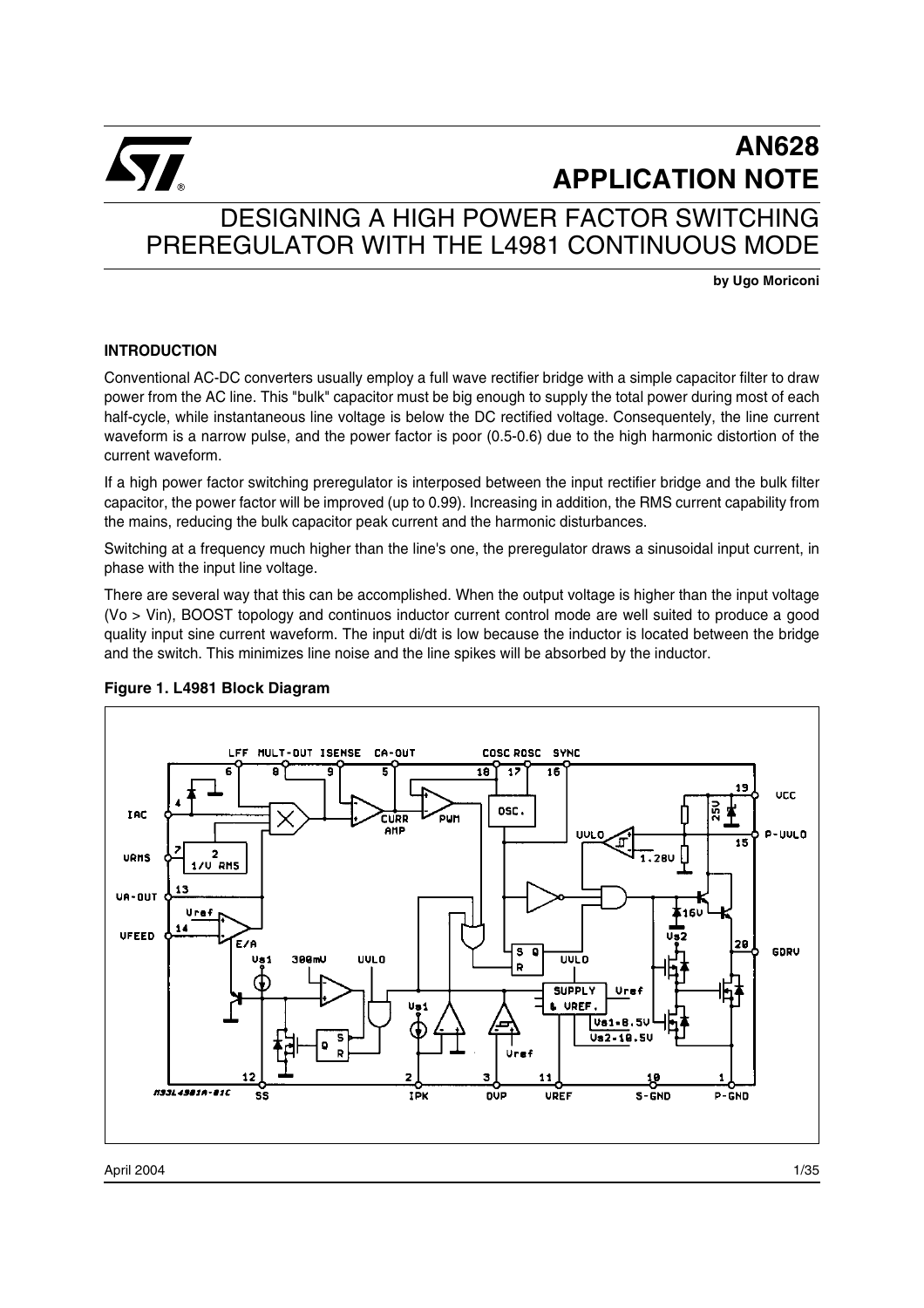# AN628 APPLICATION NOTE

## DESIGNING A HIGH POWER FACTOR SWITCHING PREREGULATOR WITH THE L4981 CONTINUOUS MODE

**by Ugo Moriconi**

### INTRODUCTION

Conventional AC-DC converters usually employ a full wave rectifier bridge with a simple capacitor filter to draw power from the AC line. This "bulk" capacitor must be big enough to supply the total power during most of each half-cycle, while instantaneous line voltage is below the DC rectified voltage. Consequentely, the line current waveform is a narrow pulse, and the power factor is poor (0.5-0.6) due to the high harmonic distortion of the current waveform.

If a high power factor switching preregulator is interposed between the input rectifier bridge and the bulk filter capacitor, the power factor will be improved (up to 0.99). Increasing in addition, the RMS current capability from the mains, reducing the bulk capacitor peak current and the harmonic disturbances.

Switching at a frequency much higher than the line's one, the preregulator draws a sinusoidal input current, in phase with the input line voltage.

There are several way that this can be accomplished. When the output voltage is higher than the input voltage (Vo > Vin), BOOST topology and continuos inductor current control mode are well suited to produce a good quality input sine current waveform. The input di/dt is low because the inductor is located between the bridge and the switch. This minimizes line noise and the line spikes will be absorbed by the inductor.

**Figure 1. L4981 Block Diagram**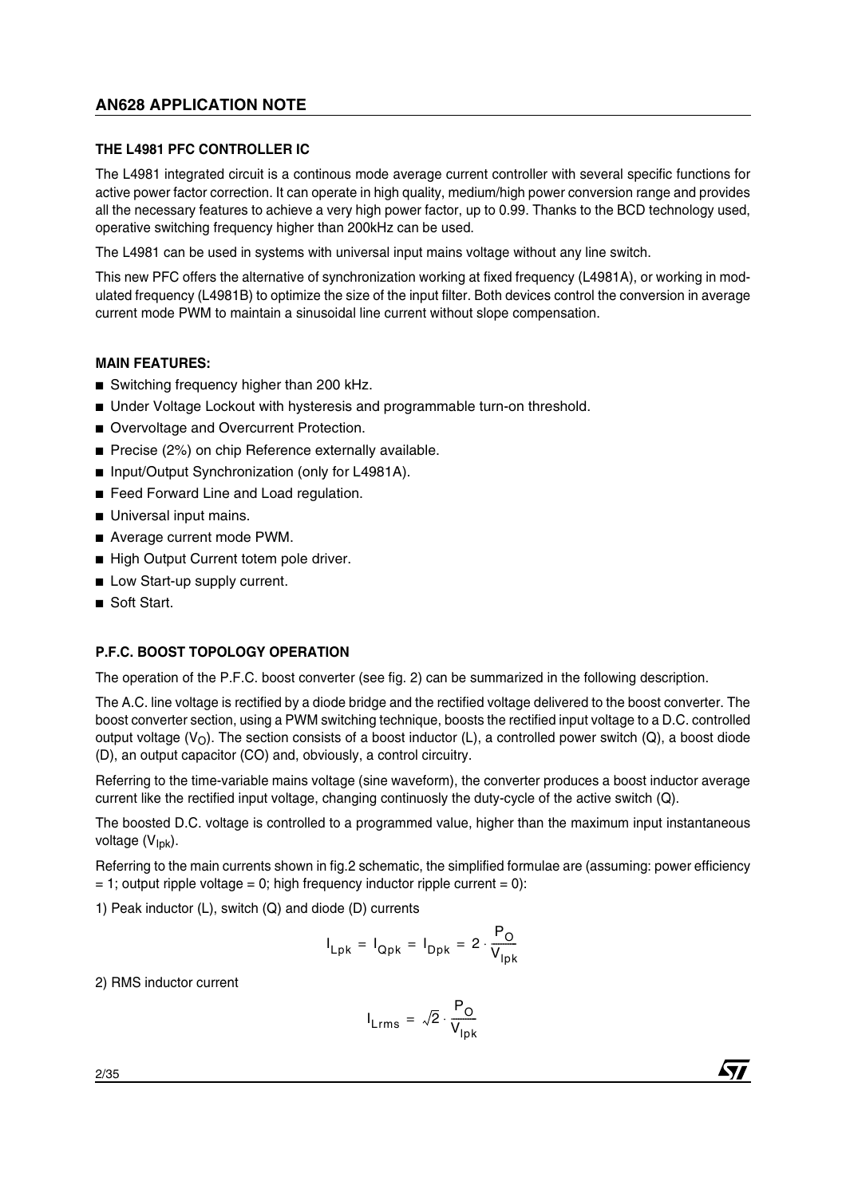### THE L4981 PFC CONTROLLER IC

The L4981 integrated circuit is a continous mode average current controller with several specific functions for active power factor correction. It can operate in high quality, medium/high power conversion range and provides all the necessary features to achieve a very high power factor, up to 0.99. Thanks to the BCD technology used, operative switching frequency higher than 200kHz can be used.

The L4981 can be used in systems with universal input mains voltage without any line switch.

This new PFC offers the alternative of synchronization working at fixed frequency (L4981A), or working in modulated frequency (L4981B) to optimize the size of the input filter. Both devices control the conversion in average current mode PWM to maintain a sinusoidal line current without slope compensation.

### MAIN FEATURES:

- Switching frequency higher than 200 kHz.
- Under Voltage Lockout with hysteresis and programmable turn-on threshold.
- Overvoltage and Overcurrent Protection.
- Precise (2%) on chip Reference externally available.
- Input/Output Synchronization (only for L4981A).
- Feed Forward Line and Load regulation.
- Universal input mains.
- Average current mode PWM.
- High Output Current totem pole driver.
- Low Start-up supply current.
- Soft Start.

### P.F.C. BOOST TOPOLOGY OPERATION

The operation of the P.F.C. boost converter (see fig. 2) can be summarized in the following description.

The A.C. line voltage is rectified by a diode bridge and the rectified voltage delivered to the boost converter. The boost converter section, using a PWM switching technique, boosts the rectified input voltage to a D.C. controlled output voltage ($V_O$). The section consists of a boost inductor (L), a controlled power switch (Q), a boost diode (D), an output capacitor (CO) and, obviously, a control circuitry.

Referring to the time-variable mains voltage (sine waveform), the converter produces a boost inductor average current like the rectified input voltage, changing continuosly the duty-cycle of the active switch (Q).

The boosted D.C. voltage is controlled to a programmed value, higher than the maximum input instantaneous voltage ($V_{Ipk}$).

Referring to the main currents shown in fig.2 schematic, the simplified formulae are (assuming: power efficiency = 1; output ripple voltage = 0; high frequency inductor ripple current = 0):

1) Peak inductor (L), switch (Q) and diode (D) currents

$$I_{Lpk} = I_{Qpk} = I_{Dpk} = 2 \cdot \frac{P_O}{V_{Ipk}}$$

2) RMS inductor current

$$I_{Lrms} = \sqrt{2} \cdot \frac{P_O}{V_{Ipk}}$$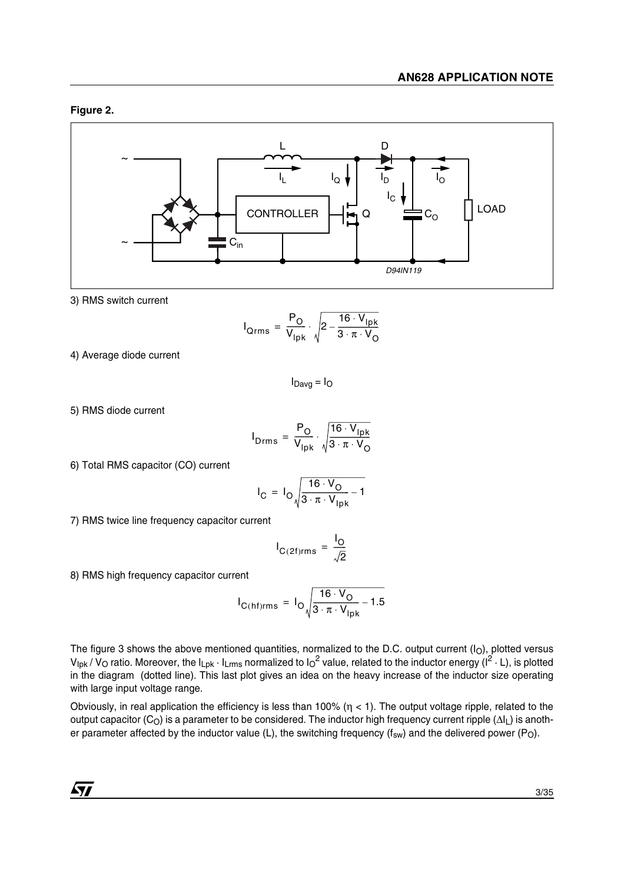**Figure 2.**

3) RMS switch current

$$I_{Qrms} = \frac{P_O}{V_{Ipk}} \cdot \sqrt{2 - \frac{16 \cdot V_{Ipk}}{3 \cdot \pi \cdot V_O}}$$

4) Average diode current

$$I_{Davg} = I_O$$

5) RMS diode current

$$I_{Drms} = \frac{P_O}{V_{Ipk}} \cdot \sqrt{\frac{16 \cdot V_{Ipk}}{3 \cdot \pi \cdot V_O}}$$

6) Total RMS capacitor (CO) current

$$I_C = I_O \sqrt{\frac{16 \cdot V_O}{3 \cdot \pi \cdot V_{Ipk}} - 1}$$

7) RMS twice line frequency capacitor current

$$I_{C(2f)rms} = \frac{I_O}{\sqrt{2}}$$

8) RMS high frequency capacitor current

$$I_{C(hf)rms} = I_O \sqrt{\frac{16 \cdot V_O}{3 \cdot \pi \cdot V_{Ipk}} - 1.5}$$

The figure 3 shows the above mentioned quantities, normalized to the D.C. output current ($I_O$), plotted versus $V_{Ipk} / V_O$ ratio. Moreover, the $I_{Lpk} \cdot I_{Lrms}$ normalized to $I_O^2$ value, related to the inductor energy ($I^2 \cdot L$), is plotted in the diagram (dotted line). This last plot gives an idea on the heavy increase of the inductor size operating with large input voltage range.

Obviously, in real application the efficiency is less than 100% ($\eta < 1$). The output voltage ripple, related to the output capacitor ($C_O$) is a parameter to be considered. The inductor high frequency current ripple ($\Delta I_L$) is another parameter affected by the inductor value (L), the switching frequency ($f_{sw}$) and the delivered power ($P_O$).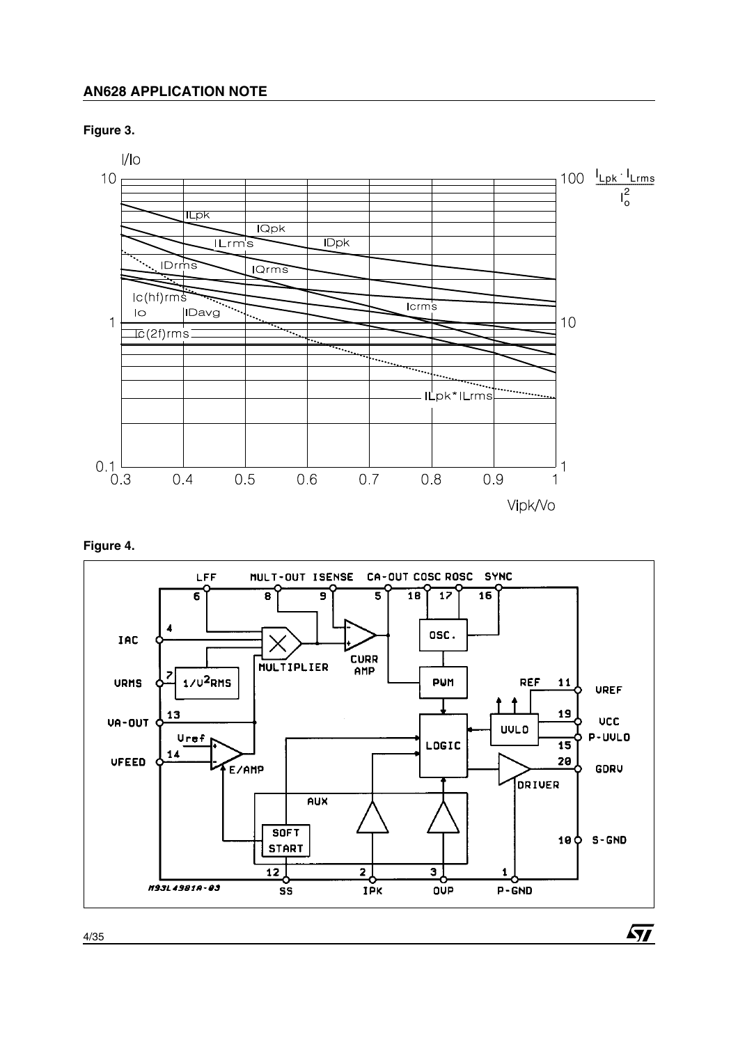**Figure 3.**

**Figure 4.**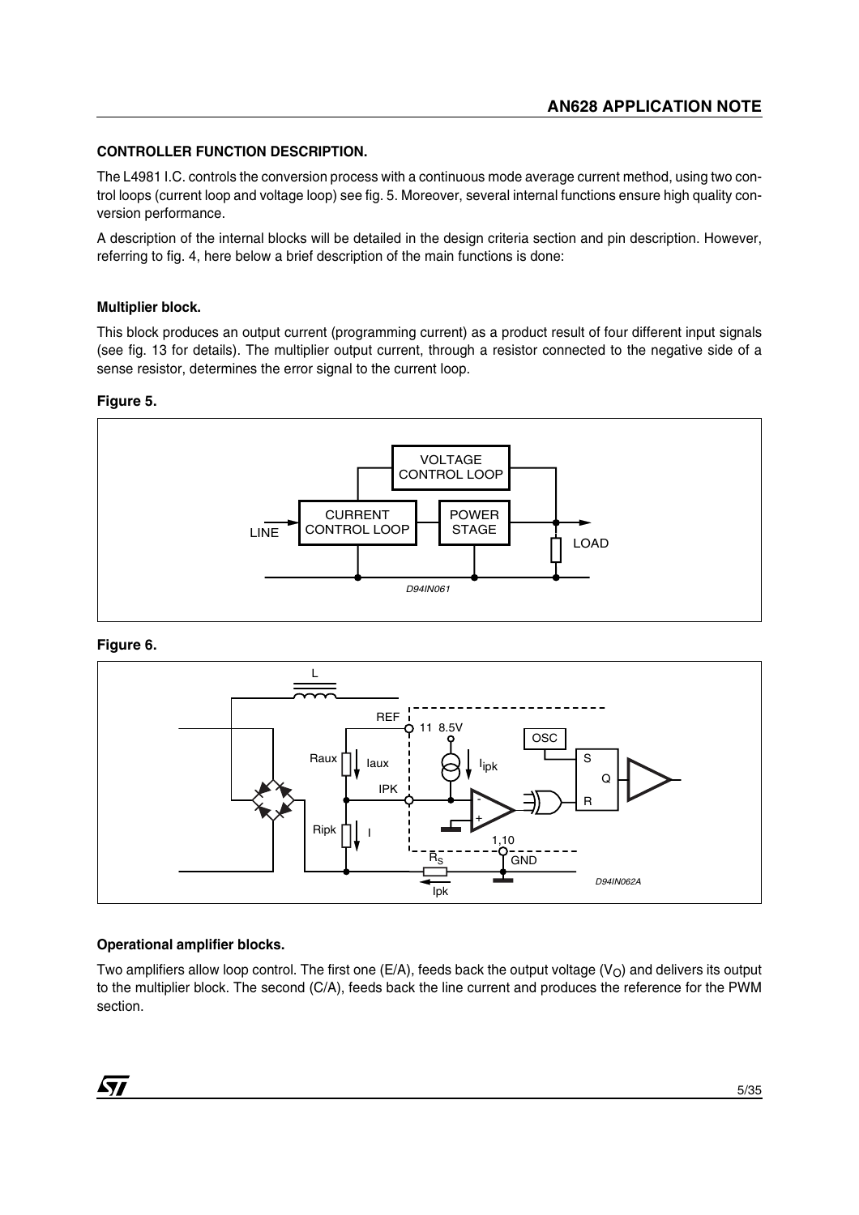### CONTROLLER FUNCTION DESCRIPTION.

The L4981 I.C. controls the conversion process with a continuous mode average current method, using two control loops (current loop and voltage loop) see fig. 5. Moreover, several internal functions ensure high quality conversion performance.

A description of the internal blocks will be detailed in the design criteria section and pin description. However, referring to fig. 4, here below a brief description of the main functions is done:

#### Multiplier block.

This block produces an output current (programming current) as a product result of four different input signals (see fig. 13 for details). The multiplier output current, through a resistor connected to the negative side of a sense resistor, determines the error signal to the current loop.

**Figure 5.**

**Figure 6.**

#### Operational amplifier blocks.

Two amplifiers allow loop control. The first one (E/A), feeds back the output voltage ($V_O$) and delivers its output to the multiplier block. The second (C/A), feeds back the line current and produces the reference for the PWM section.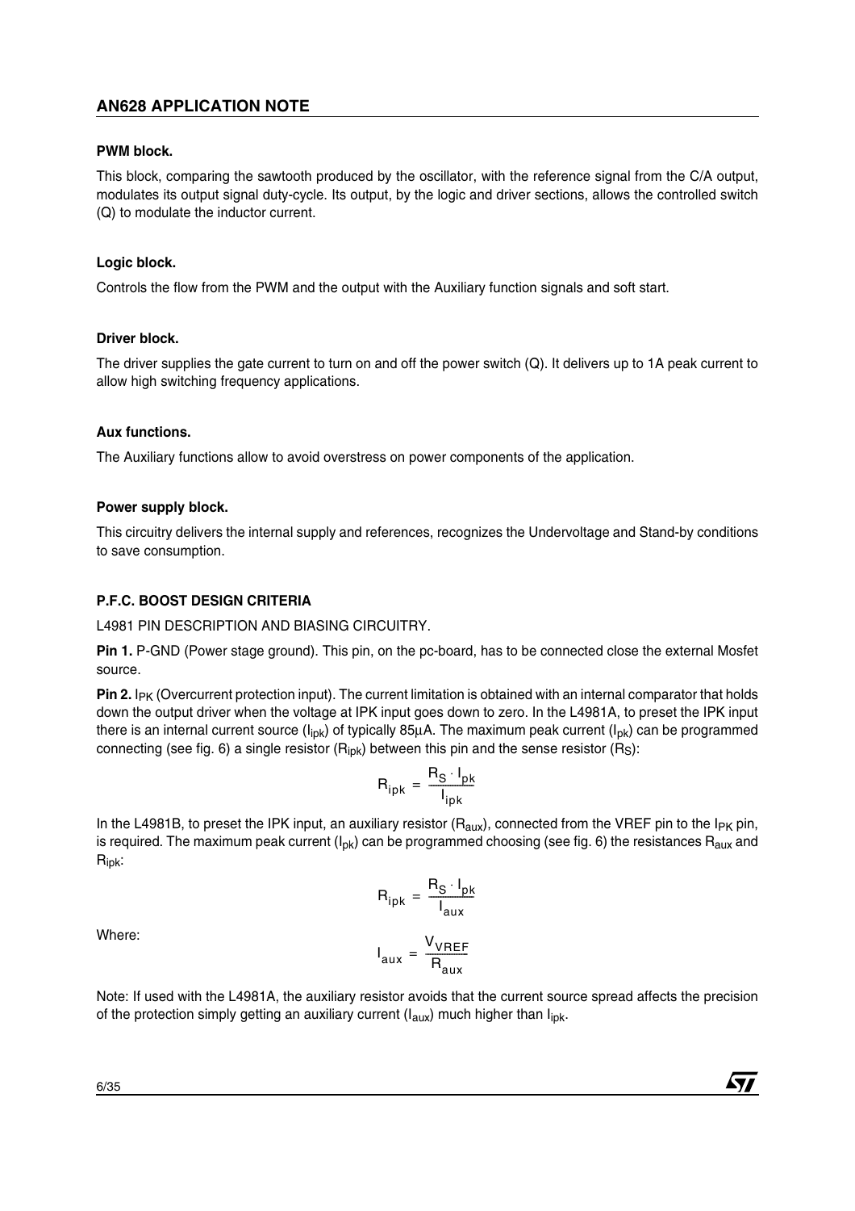### PWM block.

This block, comparing the sawtooth produced by the oscillator, with the reference signal from the C/A output, modulates its output signal duty-cycle. Its output, by the logic and driver sections, allows the controlled switch (Q) to modulate the inductor current.

### Logic block.

Controls the flow from the PWM and the output with the Auxiliary function signals and soft start.

### Driver block.

The driver supplies the gate current to turn on and off the power switch (Q). It delivers up to 1A peak current to allow high switching frequency applications.

### Aux functions.

The Auxiliary functions allow to avoid overstress on power components of the application.

### Power supply block.

This circuitry delivers the internal supply and references, recognizes the Undervoltage and Stand-by conditions to save consumption.

## P.F.C. BOOST DESIGN CRITERIA

L4981 PIN DESCRIPTION AND BIASING CIRCUITRY.

**Pin 1.** P-GND (Power stage ground). This pin, on the pc-board, has to be connected close the external Mosfet source.

**Pin 2.** $I_{PK}$ (Overcurrent protection input). The current limitation is obtained with an internal comparator that holds down the output driver when the voltage at IPK input goes down to zero. In the L4981A, to preset the IPK input there is an internal current source ($I_{ipk}$) of typically 85µA. The maximum peak current ($I_{pk}$) can be programmed connecting (see fig. 6) a single resistor ($R_{ipk}$) between this pin and the sense resistor ($R_S$):

$$R_{ipk} = \frac{R_S \cdot I_{pk}}{I_{ipk}}$$

In the L4981B, to preset the IPK input, an auxiliary resistor ($R_{aux}$), connected from the VREF pin to the $I_{PK}$ pin, is required. The maximum peak current ($I_{pk}$) can be programmed choosing (see fig. 6) the resistances $R_{aux}$ and $R_{ipk}$:

$$R_{ipk} = \frac{R_S \cdot I_{pk}}{I_{aux}}$$

Where:

$$I_{aux} = \frac{V_{VREF}}{R_{aux}}$$

Note: If used with the L4981A, the auxiliary resistor avoids that the current source spread affects the precision of the protection simply getting an auxiliary current ($I_{aux}$) much higher than $I_{ipk}$.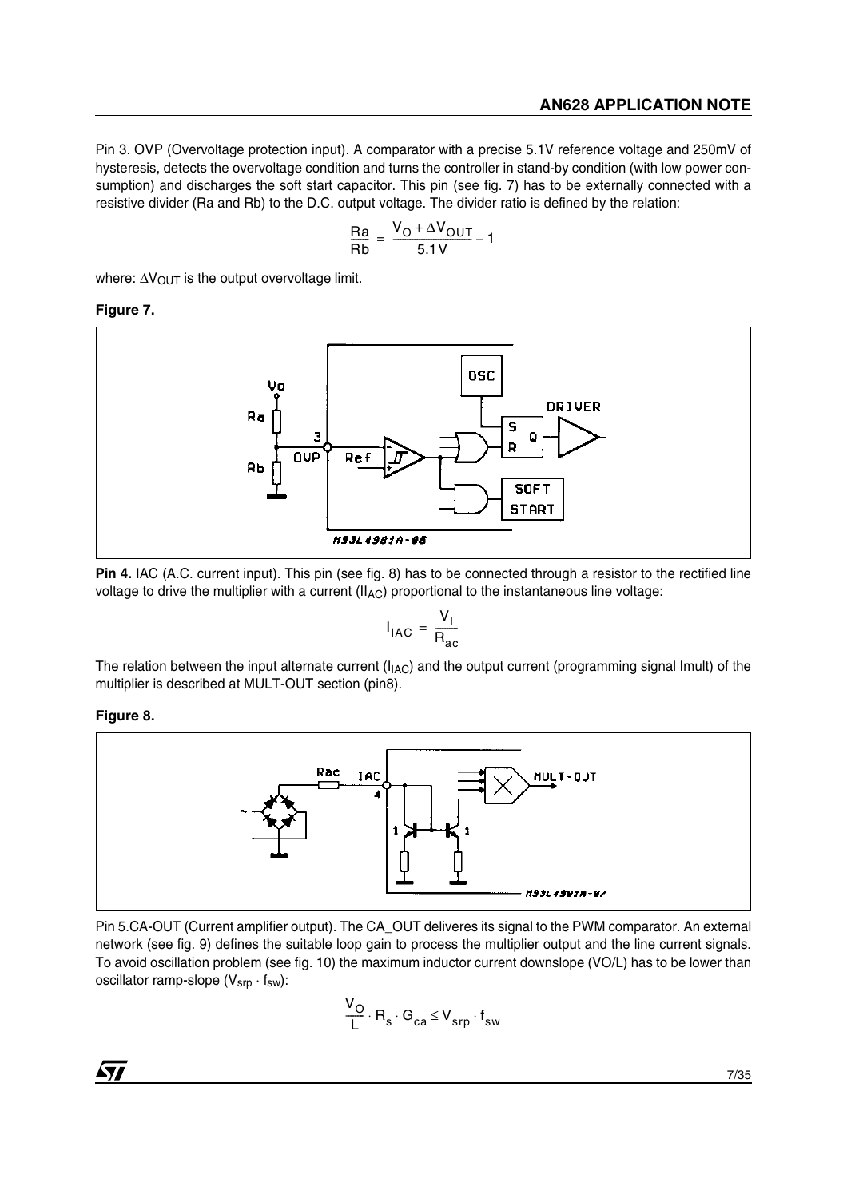Pin 3. OVP (Overvoltage protection input). A comparator with a precise 5.1V reference voltage and 250mV of hysteresis, detects the overvoltage condition and turns the controller in stand-by condition (with low power consumption) and discharges the soft start capacitor. This pin (see fig. 7) has to be externally connected with a resistive divider (Ra and Rb) to the D.C. output voltage. The divider ratio is defined by the relation:

$$\frac{Ra}{Rb} = \frac{V_O + \Delta V_{OUT}}{5.1V} - 1$$

where: $\Delta V_{OUT}$ is the output overvoltage limit.

**Figure 7.**

**Pin 4.** IAC (A.C. current input). This pin (see fig. 8) has to be connected through a resistor to the rectified line voltage to drive the multiplier with a current ($II_{AC}$) proportional to the instantaneous line voltage:

$$I_{IAC} = \frac{V_I}{R_{ac}}$$

The relation between the input alternate current ($I_{IAC}$) and the output current (programming signal Imult) of the multiplier is described at MULT-OUT section (pin8).

**Figure 8.**

Pin 5.CA-OUT (Current amplifier output). The CA_OUT deliveres its signal to the PWM comparator. An external network (see fig. 9) defines the suitable loop gain to process the multiplier output and the line current signals. To avoid oscillation problem (see fig. 10) the maximum inductor current downslope (VO/L) has to be lower than oscillator ramp-slope ($V_{srp} \cdot f_{sw}$):

$$\frac{V_O}{L} \cdot R_s \cdot G_{ca} \le V_{srp} \cdot f_{sw}$$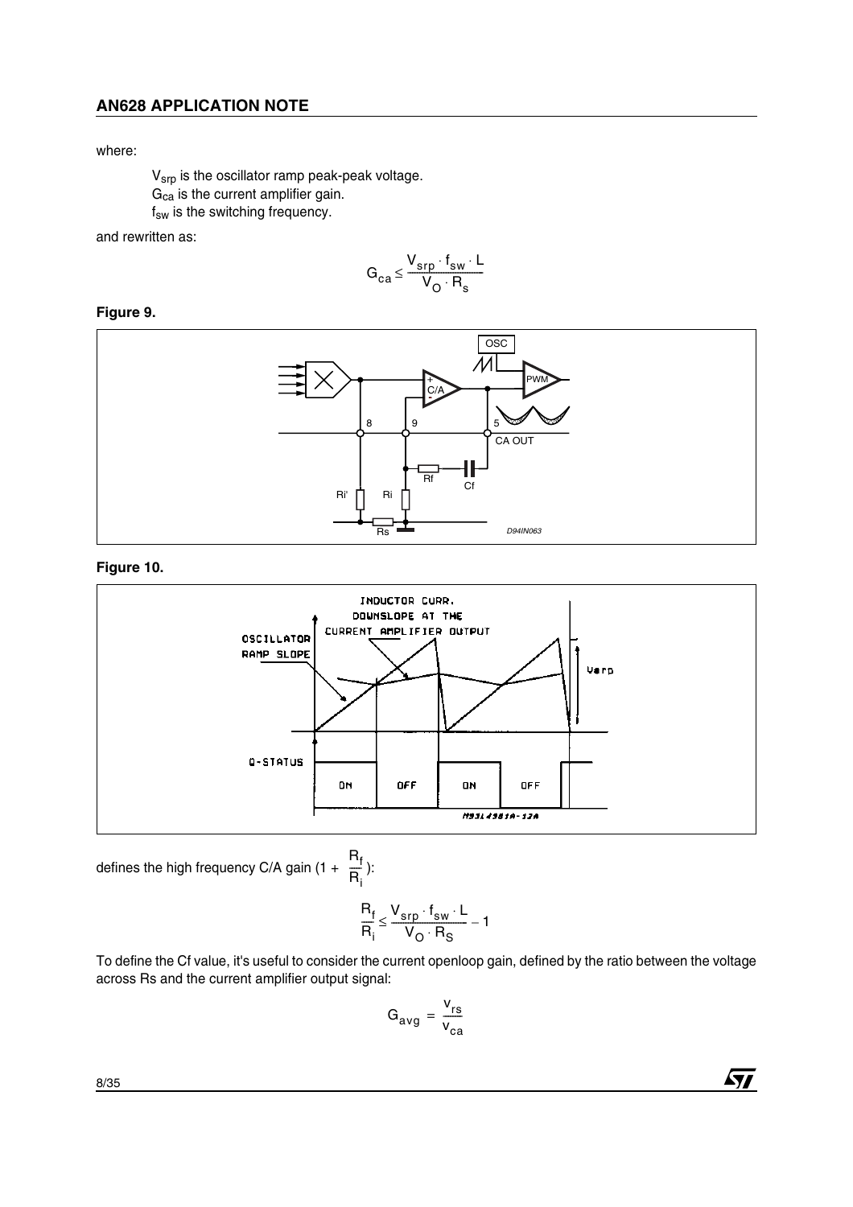where:

$V_{srp}$ is the oscillator ramp peak-peak voltage.
$G_{ca}$ is the current amplifier gain.
$f_{sw}$ is the switching frequency.

and rewritten as:

$$G_{ca} \leq \frac{V_{srp} \cdot f_{sw} \cdot L}{V_O \cdot R_s}$$

**Figure 9.**

**Figure 10.**

defines the high frequency C/A gain ($1 + \frac{R_f}{R_i}$):

$$\frac{R_f}{R_i} \leq \frac{V_{srp} \cdot f_{sw} \cdot L}{V_O \cdot R_S} - 1$$

To define the Cf value, it's useful to consider the current openloop gain, defined by the ratio between the voltage across Rs and the current amplifier output signal:

$$G_{avg} = \frac{v_{rs}}{v_{ca}}$$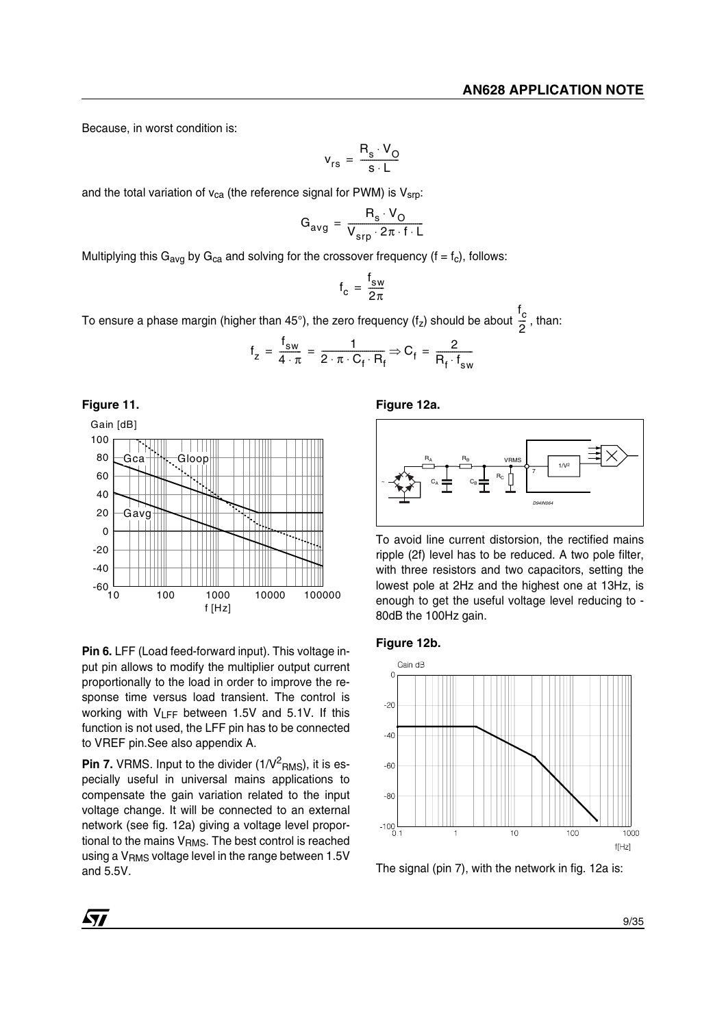Because, in worst condition is:

$$v_{rs} = \frac{R_s \cdot V_O}{s \cdot L}$$

and the total variation of $v_{ca}$ (the reference signal for PWM) is $V_{srp}$:

$$G_{avg} = \frac{R_s \cdot V_O}{V_{srp} \cdot 2\pi \cdot f \cdot L}$$

Multiplying this $G_{avg}$ by $G_{ca}$ and solving for the crossover frequency ($f = f_c$), follows:

$$f_c = \frac{f_{sw}}{2\pi}$$

To ensure a phase margin (higher than 45°), the zero frequency ($f_z$) should be about $\frac{f_c}{2}$, than:

$$f_z = \frac{f_{sw}}{4 \cdot \pi} = \frac{1}{2 \cdot \pi \cdot C_f \cdot R_f} \Rightarrow C_f = \frac{2}{R_f \cdot f_{sw}}$$

**Figure 11.**

**Pin 6.** LFF (Load feed-forward input). This voltage input pin allows to modify the multiplier output current proportionally to the load in order to improve the response time versus load transient. The control is working with $V_{LFF}$ between 1.5V and 5.1V. If this function is not used, the LFF pin has to be connected to VREF pin.See also appendix A.

**Pin 7.** VRMS. Input to the divider ($1/V^2_{RMS}$), it is especially useful in universal mains applications to compensate the gain variation related to the input voltage change. It will be connected to an external network (see fig. 12a) giving a voltage level proportional to the mains $V_{RMS}$. The best control is reached using a $V_{RMS}$ voltage level in the range between 1.5V and 5.5V.

**Figure 12a.**

To avoid line current distorsion, the rectified mains ripple (2f) level has to be reduced. A two pole filter, with three resistors and two capacitors, setting the lowest pole at 2Hz and the highest one at 13Hz, is enough to get the useful voltage level reducing to -80dB the 100Hz gain.

**Figure 12b.**

The signal (pin 7), with the network in fig. 12a is: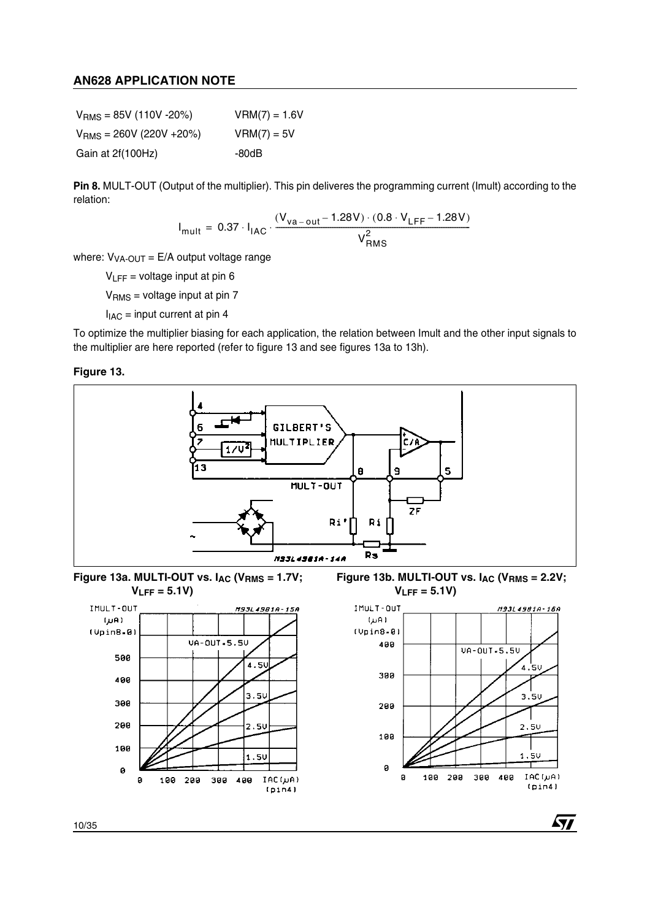| | |
|---|---|
| $V_{RMS}$ = 85V (110V -20%) | VRM(7) = 1.6V |
| $V_{RMS}$ = 260V (220V +20%) | VRM(7) = 5V |
| Gain at 2f(100Hz) | -80dB |

**Pin 8.** MULT-OUT (Output of the multiplier). This pin deliveres the programming current (Imult) according to the relation:

$$I_{mult} = 0.37 \cdot I_{IAC} \cdot \frac{(V_{va-out} - 1.28V) \cdot (0.8 \cdot V_{LFF} - 1.28V)}{V_{RMS}^2}$$

where: $V_{VA-OUT}$ = E/A output voltage range

$V_{LFF}$ = voltage input at pin 6

$V_{RMS}$ = voltage input at pin 7

$I_{IAC}$ = input current at pin 4

To optimize the multiplier biasing for each application, the relation between Imult and the other input signals to the multiplier are here reported (refer to figure 13 and see figures 13a to 13h).

**Figure 13.**

**Figure 13a. MULTI-OUT vs. $I_{AC}$ ($V_{RMS}$ = 1.7V; $V_{LFF}$ = 5.1V)**

**Figure 13b. MULTI-OUT vs. $I_{AC}$ ($V_{RMS}$ = 2.2V; $V_{LFF}$ = 5.1V)**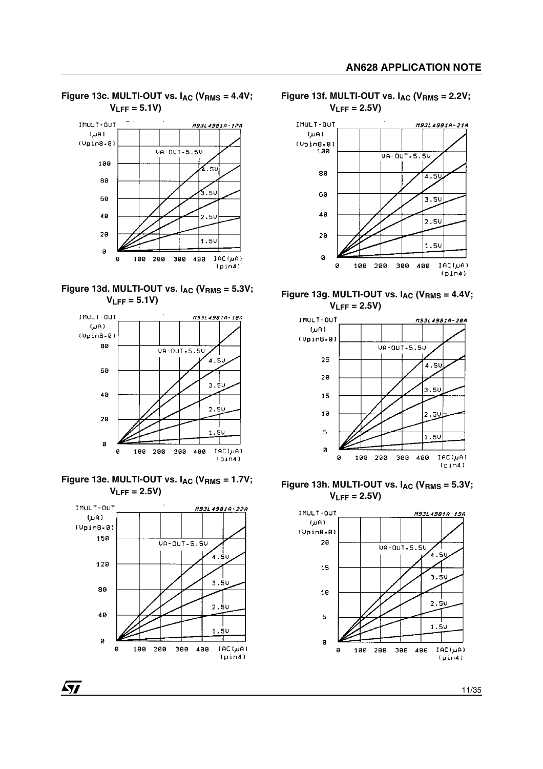**Figure 13c. MULTI-OUT vs. $I_{AC}$ ($V_{RMS}$ = 4.4V; $V_{LFF}$ = 5.1V)**

**Figure 13d. MULTI-OUT vs. $I_{AC}$ ($V_{RMS}$ = 5.3V; $V_{LFF}$ = 5.1V)**

**Figure 13e. MULTI-OUT vs. $I_{AC}$ ($V_{RMS}$ = 1.7V; $V_{LFF}$ = 2.5V)**

**Figure 13f. MULTI-OUT vs. $I_{AC}$ ($V_{RMS}$ = 2.2V; $V_{LFF}$ = 2.5V)**

**Figure 13g. MULTI-OUT vs. $I_{AC}$ ($V_{RMS}$ = 4.4V; $V_{LFF}$ = 2.5V)**

**Figure 13h. MULTI-OUT vs. $I_{AC}$ ($V_{RMS}$ = 5.3V; $V_{LFF}$ = 2.5V)**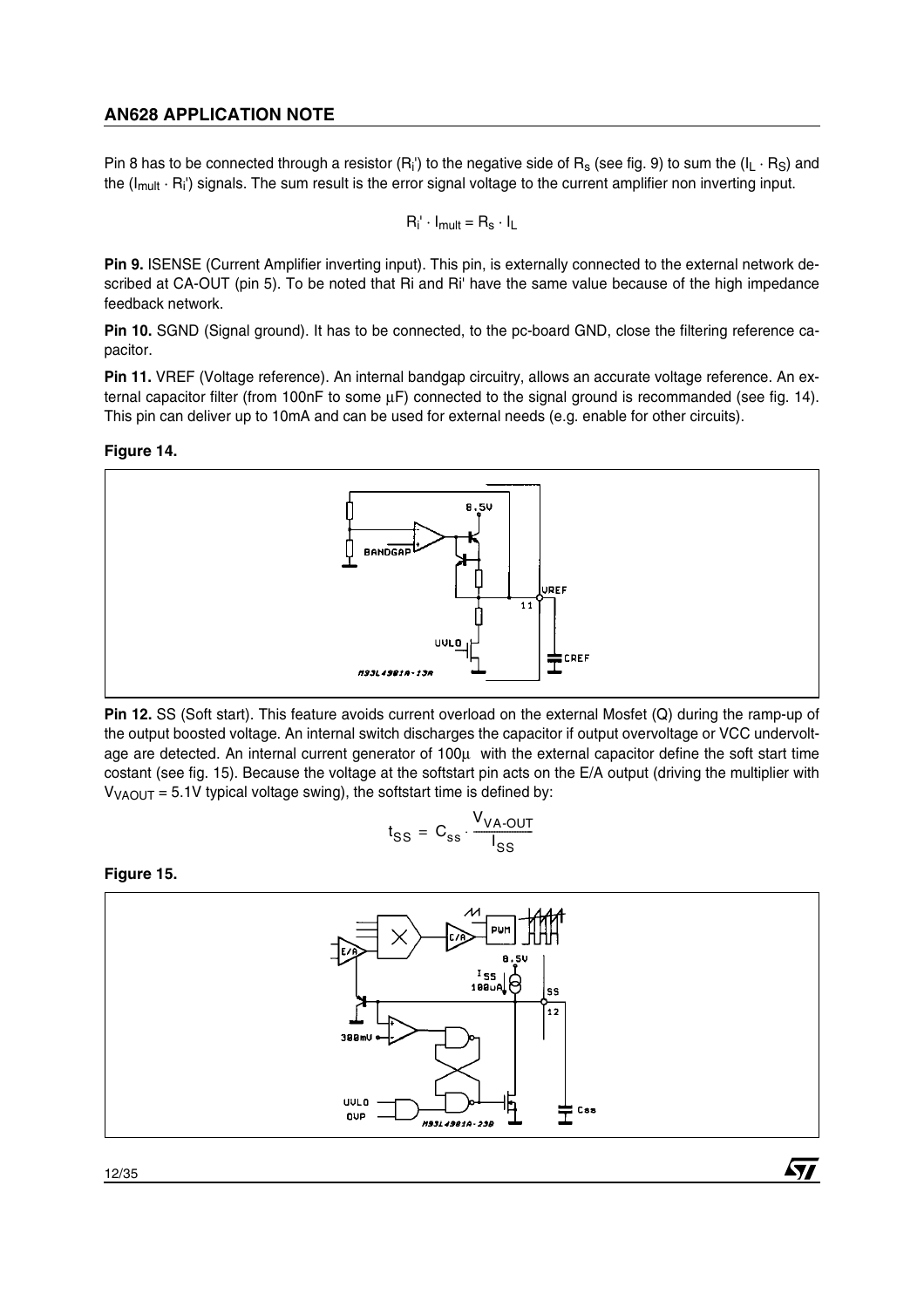Pin 8 has to be connected through a resistor ($R_i'$) to the negative side of $R_s$ (see fig. 9) to sum the ($I_L \cdot R_S$) and the ($I_{mult} \cdot R_i'$) signals. The sum result is the error signal voltage to the current amplifier non inverting input.

$$R_i' \cdot I_{mult} = R_s \cdot I_L$$

**Pin 9.** ISENSE (Current Amplifier inverting input). This pin, is externally connected to the external network described at CA-OUT (pin 5). To be noted that Ri and Ri' have the same value because of the high impedance feedback network.

**Pin 10.** SGND (Signal ground). It has to be connected, to the pc-board GND, close the filtering reference capacitor.

**Pin 11.** VREF (Voltage reference). An internal bandgap circuitry, allows an accurate voltage reference. An external capacitor filter (from 100nF to some µF) connected to the signal ground is recommanded (see fig. 14). This pin can deliver up to 10mA and can be used for external needs (e.g. enable for other circuits).

**Figure 14.**

**Pin 12.** SS (Soft start). This feature avoids current overload on the external Mosfet (Q) during the ramp-up of the output boosted voltage. An internal switch discharges the capacitor if output overvoltage or VCC undervoltage are detected. An internal current generator of 100µ with the external capacitor define the soft start time costant (see fig. 15). Because the voltage at the softstart pin acts on the E/A output (driving the multiplier with $V_{VAOUT}$ = 5.1V typical voltage swing), the softstart time is defined by:

$$t_{SS} = C_{ss} \cdot \frac{V_{VA\text{-}OUT}}{I_{SS}}$$

**Figure 15.**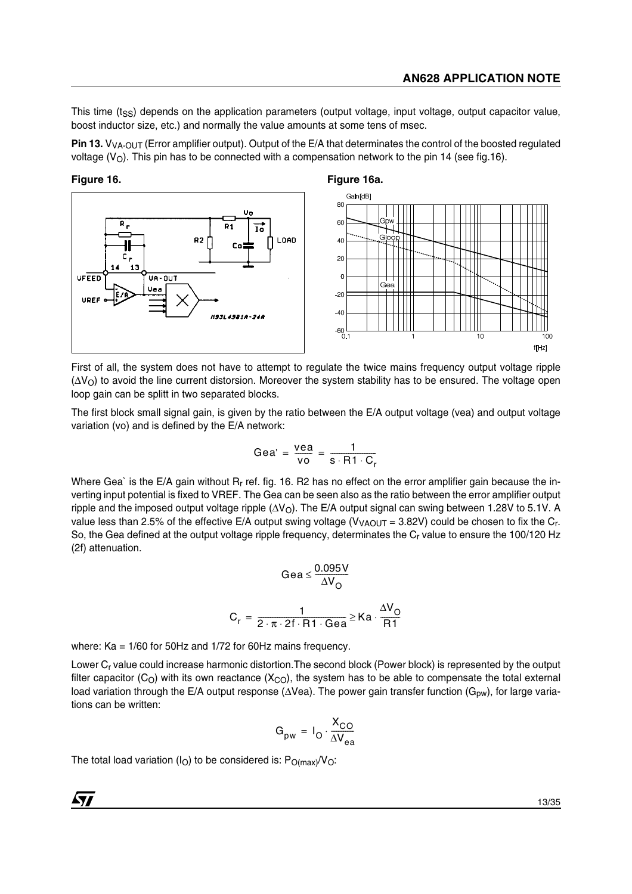This time ($t_{SS}$) depends on the application parameters (output voltage, input voltage, output capacitor value, boost inductor size, etc.) and normally the value amounts at some tens of msec.

**Pin 13.** $V_{VA\text{-}OUT}$ (Error amplifier output). Output of the E/A that determinates the control of the boosted regulated voltage ($V_O$). This pin has to be connected with a compensation network to the pin 14 (see fig.16).

**Figure 16.**

**Figure 16a.**

First of all, the system does not have to attempt to regulate the twice mains frequency output voltage ripple ($\Delta V_O$) to avoid the line current distorsion. Moreover the system stability has to be ensured. The voltage open loop gain can be splitt in two separated blocks.

The first block small signal gain, is given by the ratio between the E/A output voltage (vea) and output voltage variation (vo) and is defined by the E/A network:

$$Gea' = \frac{vea}{vo} = \frac{1}{s \cdot R1 \cdot C_r}$$

Where Gea` is the E/A gain without $R_r$ ref. fig. 16. R2 has no effect on the error amplifier gain because the inverting input potential is fixed to VREF. The Gea can be seen also as the ratio between the error amplifier output ripple and the imposed output voltage ripple ($\Delta V_O$). The E/A output signal can swing between 1.28V to 5.1V. A value less than 2.5% of the effective E/A output swing voltage ($V_{VAOUT}$ = 3.82V) could be chosen to fix the $C_r$. So, the Gea defined at the output voltage ripple frequency, determinates the $C_r$ value to ensure the 100/120 Hz (2f) attenuation.

$$Gea \leq \frac{0.095V}{\Delta V_O}$$

$$C_r = \frac{1}{2 \cdot \pi \cdot 2f \cdot R1 \cdot Gea} \geq Ka \cdot \frac{\Delta V_O}{R1}$$

where: Ka = 1/60 for 50Hz and 1/72 for 60Hz mains frequency.

Lower $C_r$ value could increase harmonic distortion.The second block (Power block) is represented by the output filter capacitor ($C_O$) with its own reactance ($X_{CO}$), the system has to be able to compensate the total external load variation through the E/A output response ($\Delta$Vea). The power gain transfer function ($G_{pw}$), for large variations can be written:

$$G_{pw} = I_O \cdot \frac{X_{CO}}{\Delta V_{ea}}$$

The total load variation ($I_O$) to be considered is: $P_{O(max)}/V_O$: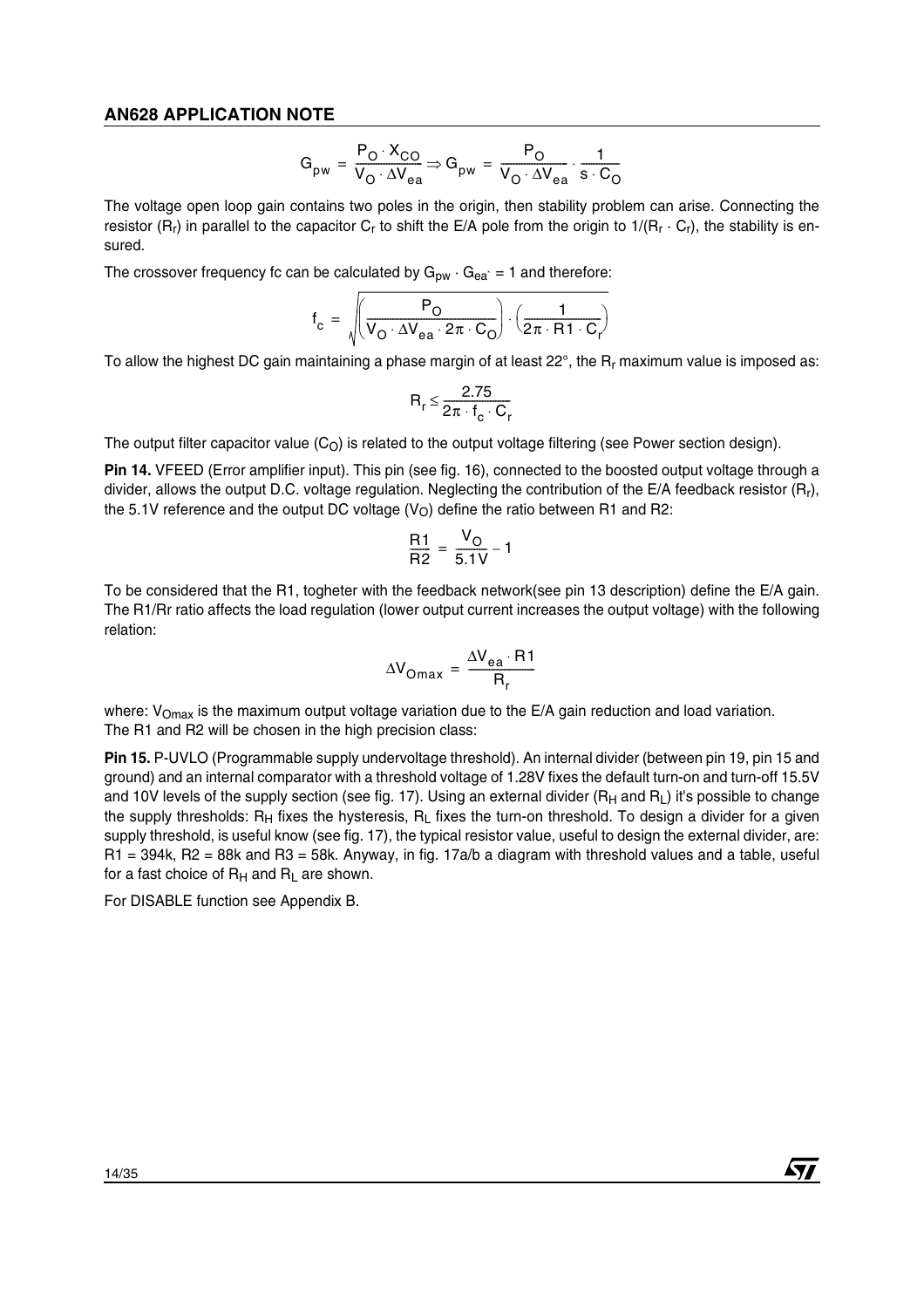$$G_{pw} = \frac{P_O \cdot X_{CO}}{V_O \cdot \Delta V_{ea}} \Rightarrow G_{pw} = \frac{P_O}{V_O \cdot \Delta V_{ea}} \cdot \frac{1}{s \cdot C_O}$$

The voltage open loop gain contains two poles in the origin, then stability problem can arise. Connecting the resistor ($R_r$) in parallel to the capacitor $C_r$ to shift the E/A pole from the origin to $1/(R_r \cdot C_r)$, the stability is ensured.

The crossover frequency fc can be calculated by $G_{pw} \cdot G_{ea'} = 1$ and therefore:

$$f_c = \sqrt{\left(\frac{P_O}{V_O \cdot \Delta V_{ea} \cdot 2\pi \cdot C_O}\right) \cdot \left(\frac{1}{2\pi \cdot R1 \cdot C_r}\right)}$$

To allow the highest DC gain maintaining a phase margin of at least 22°, the $R_r$ maximum value is imposed as:

$$R_r \leq \frac{2.75}{2\pi \cdot f_c \cdot C_r}$$

The output filter capacitor value ($C_O$) is related to the output voltage filtering (see Power section design).

**Pin 14.** VFEED (Error amplifier input). This pin (see fig. 16), connected to the boosted output voltage through a divider, allows the output D.C. voltage regulation. Neglecting the contribution of the E/A feedback resistor ($R_r$), the 5.1V reference and the output DC voltage ($V_O$) define the ratio between R1 and R2:

$$\frac{R1}{R2} = \frac{V_O}{5.1V} - 1$$

To be considered that the R1, togheter with the feedback network(see pin 13 description) define the E/A gain. The R1/Rr ratio affects the load regulation (lower output current increases the output voltage) with the following relation:

$$\Delta V_{Omax} = \frac{\Delta V_{ea} \cdot R1}{R_r}$$

where: $V_{Omax}$ is the maximum output voltage variation due to the E/A gain reduction and load variation.
The R1 and R2 will be chosen in the high precision class:

**Pin 15.** P-UVLO (Programmable supply undervoltage threshold). An internal divider (between pin 19, pin 15 and ground) and an internal comparator with a threshold voltage of 1.28V fixes the default turn-on and turn-off 15.5V and 10V levels of the supply section (see fig. 17). Using an external divider ($R_H$ and $R_L$) it's possible to change the supply thresholds: $R_H$ fixes the hysteresis, $R_L$ fixes the turn-on threshold. To design a divider for a given supply threshold, is useful know (see fig. 17), the typical resistor value, useful to design the external divider, are: R1 = 394k, R2 = 88k and R3 = 58k. Anyway, in fig. 17a/b a diagram with threshold values and a table, useful for a fast choice of $R_H$ and $R_L$ are shown.

For DISABLE function see Appendix B.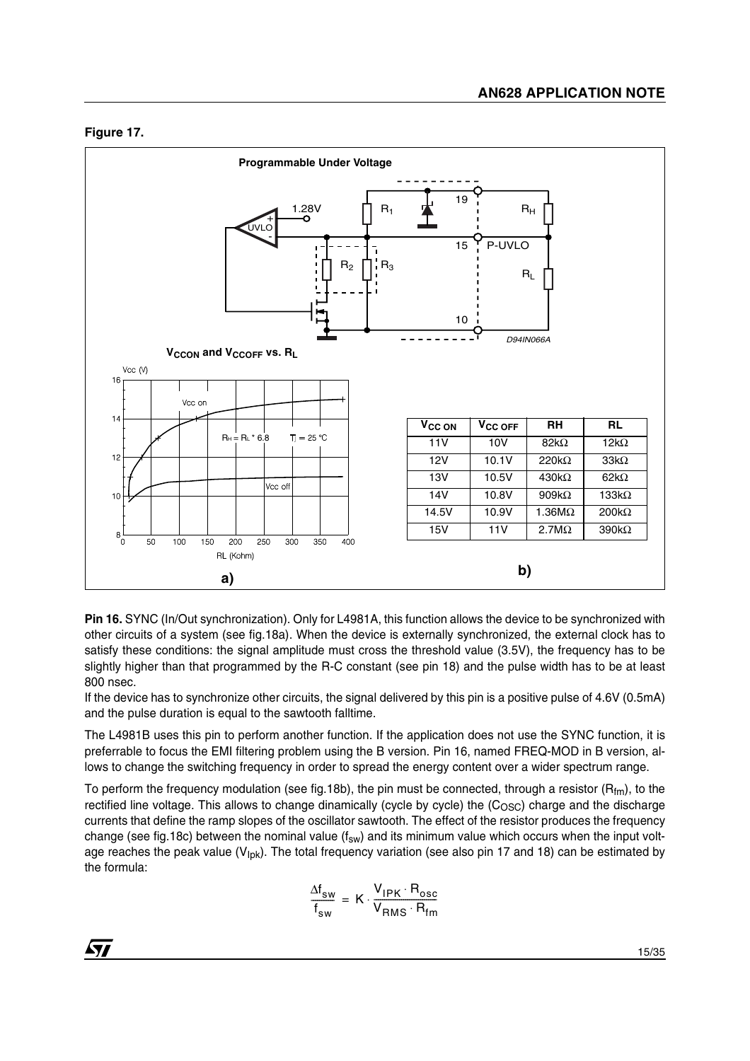**Figure 17.**

| $V_{CC\ ON}$ | $V_{CC\ OFF}$ | RH | RL |
|---|---|---|---|
| 11V | 10V | 82kΩ | 12kΩ |
| 12V | 10.1V | 220kΩ | 33kΩ |
| 13V | 10.5V | 430kΩ | 62kΩ |
| 14V | 10.8V | 909kΩ | 133kΩ |
| 14.5V | 10.9V | 1.36MΩ | 200kΩ |
| 15V | 11V | 2.7MΩ | 390kΩ |

**Pin 16.** SYNC (In/Out synchronization). Only for L4981A, this function allows the device to be synchronized with other circuits of a system (see fig.18a). When the device is externally synchronized, the external clock has to satisfy these conditions: the signal amplitude must cross the threshold value (3.5V), the frequency has to be slightly higher than that programmed by the R-C constant (see pin 18) and the pulse width has to be at least 800 nsec.

If the device has to synchronize other circuits, the signal delivered by this pin is a positive pulse of 4.6V (0.5mA) and the pulse duration is equal to the sawtooth falltime.

The L4981B uses this pin to perform another function. If the application does not use the SYNC function, it is preferrable to focus the EMI filtering problem using the B version. Pin 16, named FREQ-MOD in B version, allows to change the switching frequency in order to spread the energy content over a wider spectrum range.

To perform the frequency modulation (see fig.18b), the pin must be connected, through a resistor ($R_{fm}$), to the rectified line voltage. This allows to change dinamically (cycle by cycle) the ($C_{OSC}$) charge and the discharge currents that define the ramp slopes of the oscillator sawtooth. The effect of the resistor produces the frequency change (see fig.18c) between the nominal value ($f_{sw}$) and its minimum value which occurs when the input voltage reaches the peak value ($V_{Ipk}$). The total frequency variation (see also pin 17 and 18) can be estimated by the formula:

$$\frac{\Delta f_{sw}}{f_{sw}} = K \cdot \frac{V_{IPK} \cdot R_{osc}}{V_{RMS} \cdot R_{fm}}$$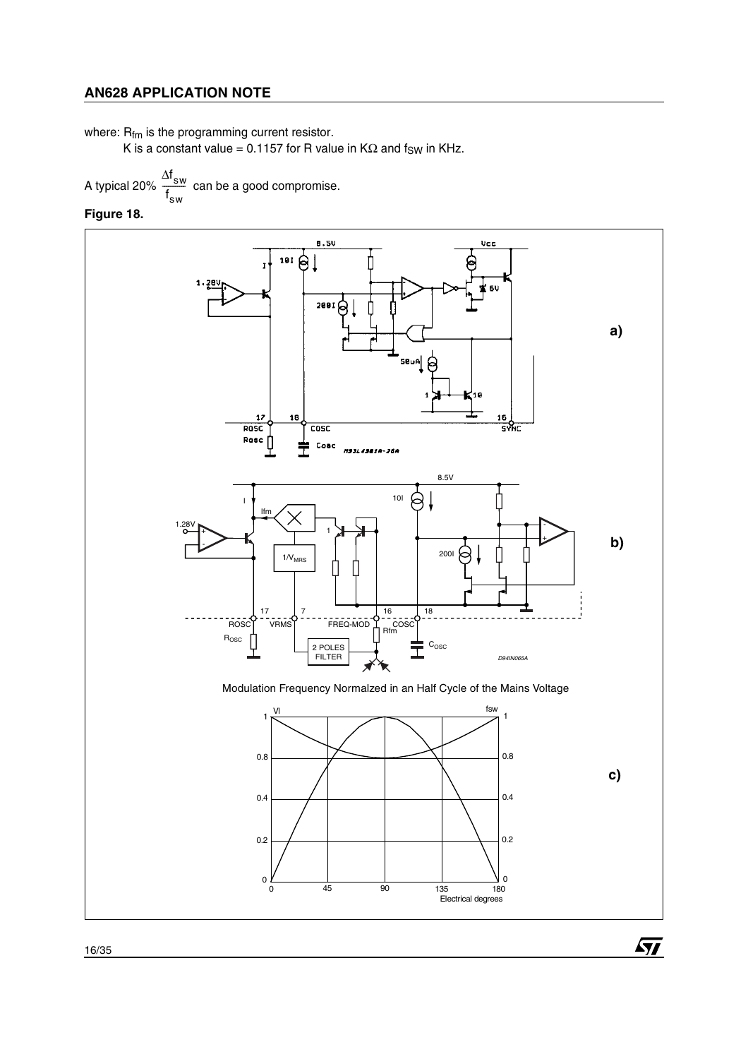where: $R_{fm}$ is the programming current resistor.

K is a constant value = 0.1157 for R value in KΩ and $f_{SW}$ in KHz.

A typical 20% $\frac{\Delta f_{sw}}{f_{sw}}$ can be a good compromise.

**Figure 18.**

a)

b)

Modulation Frequency Normalzed in an Half Cycle of the Mains Voltage

c)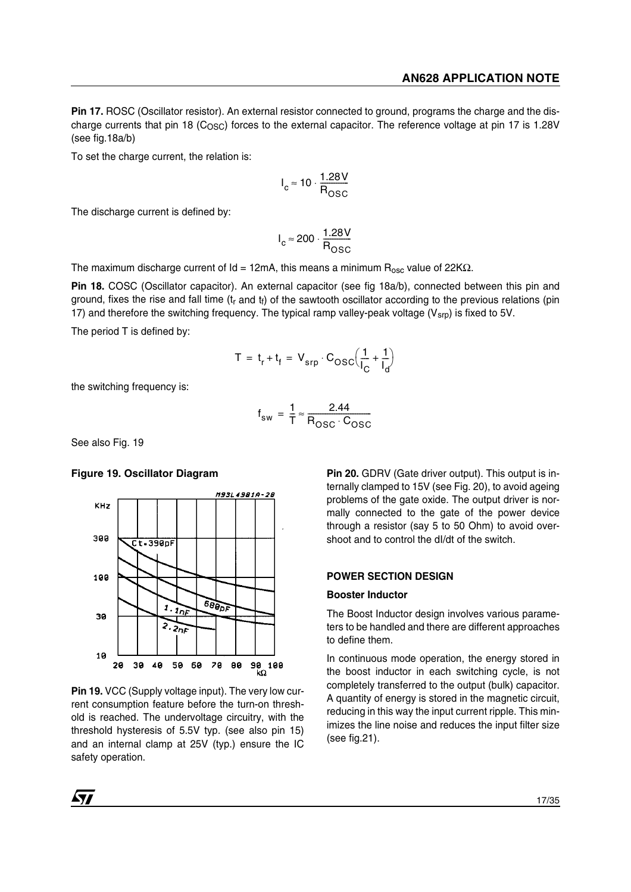**Pin 17.** ROSC (Oscillator resistor). An external resistor connected to ground, programs the charge and the discharge currents that pin 18 ($C_{OSC}$) forces to the external capacitor. The reference voltage at pin 17 is 1.28V (see fig.18a/b)

To set the charge current, the relation is:

$$I_c \approx 10 \cdot \frac{1.28V}{R_{OSC}}$$

The discharge current is defined by:

$$I_c \approx 200 \cdot \frac{1.28V}{R_{OSC}}$$

The maximum discharge current of Id = 12mA, this means a minimum $R_{osc}$ value of 22KΩ.

**Pin 18.** COSC (Oscillator capacitor). An external capacitor (see fig 18a/b), connected between this pin and ground, fixes the rise and fall time ($t_r$ and $t_f$) of the sawtooth oscillator according to the previous relations (pin 17) and therefore the switching frequency. The typical ramp valley-peak voltage ($V_{srp}$) is fixed to 5V.

The period T is defined by:

$$T = t_r + t_f = V_{srp} \cdot C_{OSC}\left(\frac{1}{I_C} + \frac{1}{I_d}\right)$$

the switching frequency is:

$$f_{sw} = \frac{1}{T} \approx \frac{2.44}{R_{OSC} \cdot C_{OSC}}$$

See also Fig. 19

**Figure 19. Oscillator Diagram**

**Pin 19.** VCC (Supply voltage input). The very low current consumption feature before the turn-on threshold is reached. The undervoltage circuitry, with the threshold hysteresis of 5.5V typ. (see also pin 15) and an internal clamp at 25V (typ.) ensure the IC safety operation.

**Pin 20.** GDRV (Gate driver output). This output is internally clamped to 15V (see Fig. 20), to avoid ageing problems of the gate oxide. The output driver is normally connected to the gate of the power device through a resistor (say 5 to 50 Ohm) to avoid overshoot and to control the dI/dt of the switch.

## POWER SECTION DESIGN

### Booster Inductor

The Boost Inductor design involves various parameters to be handled and there are different approaches to define them.

In continuous mode operation, the energy stored in the boost inductor in each switching cycle, is not completely transferred to the output (bulk) capacitor. A quantity of energy is stored in the magnetic circuit, reducing in this way the input current ripple. This minimizes the line noise and reduces the input filter size (see fig.21).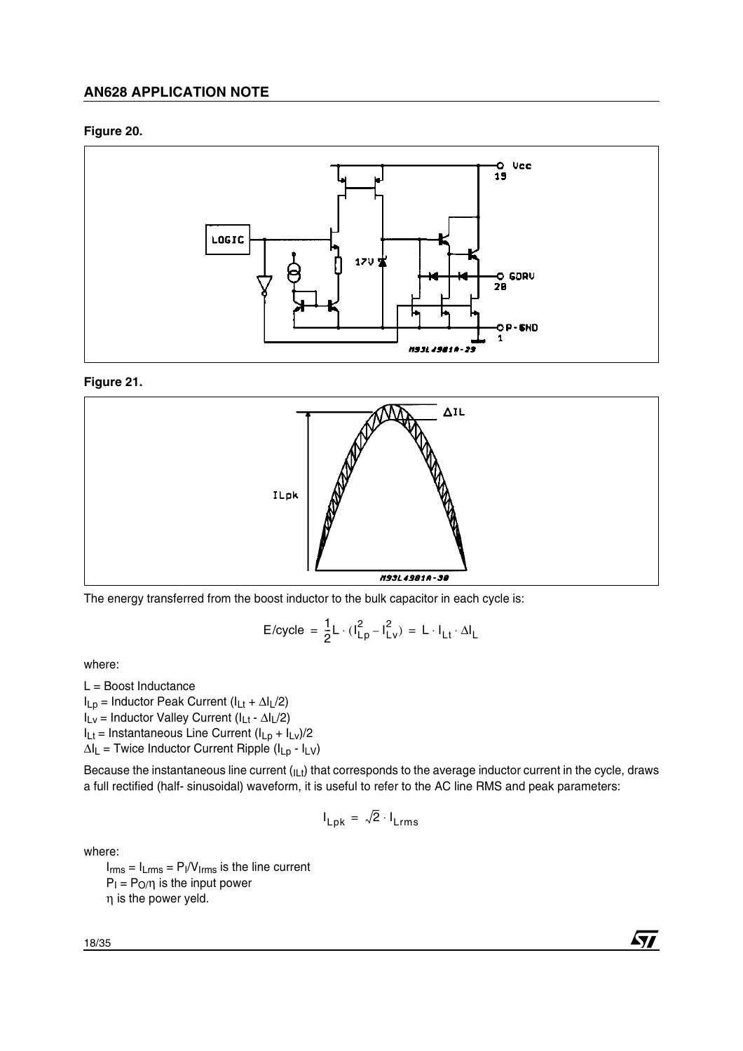**Figure 20.**

**Figure 21.**

The energy transferred from the boost inductor to the bulk capacitor in each cycle is:

$$E/\text{cycle} = \frac{1}{2}L \cdot (I_{Lp}^2 - I_{Lv}^2) = L \cdot I_{Lt} \cdot \Delta I_L$$

where:

L = Boost Inductance
$I_{Lp}$ = Inductor Peak Current ($I_{Lt} + \Delta I_L/2$)
$I_{Lv}$ = Inductor Valley Current ($I_{Lt} - \Delta I_L/2$)
$I_{Lt}$ = Instantaneous Line Current ($I_{Lp} + I_{Lv}$)/2
$\Delta I_L$ = Twice Inductor Current Ripple ($I_{Lp} - I_{LV}$)

Because the instantaneous line current ($_{ILt}$) that corresponds to the average inductor current in the cycle, draws a full rectified (half- sinusoidal) waveform, it is useful to refer to the AC line RMS and peak parameters:

$$I_{Lpk} = \sqrt{2} \cdot I_{Lrms}$$

where:

$I_{rms} = I_{Lrms} = P_I/V_{Irms}$ is the line current
$P_I = P_O/\eta$ is the input power
$\eta$ is the power yeld.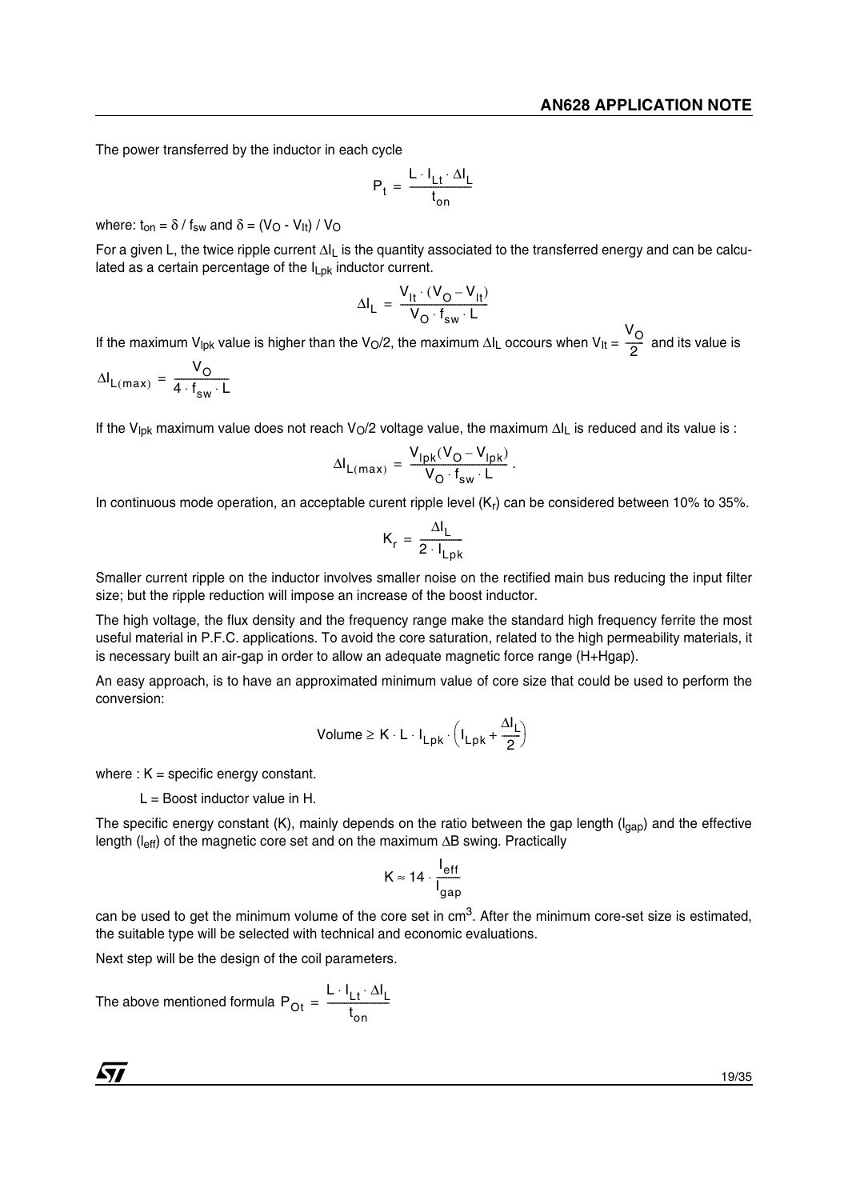The power transferred by the inductor in each cycle

$$P_t = \frac{L \cdot I_{Lt} \cdot \Delta I_L}{t_{on}}$$

where: $t_{on} = \delta / f_{sw}$ and $\delta = (V_O - V_{It}) / V_O$

For a given L, the twice ripple current $\Delta I_L$ is the quantity associated to the transferred energy and can be calculated as a certain percentage of the $I_{Lpk}$ inductor current.

$$\Delta I_L = \frac{V_{It} \cdot (V_O - V_{It})}{V_O \cdot f_{sw} \cdot L}$$

If the maximum $V_{Ipk}$ value is higher than the $V_O/2$, the maximum $\Delta I_L$ occours when $V_{It} = \frac{V_O}{2}$ and its value is

$$\Delta I_{L(max)} = \frac{V_O}{4 \cdot f_{sw} \cdot L}$$

If the $V_{Ipk}$ maximum value does not reach $V_O/2$ voltage value, the maximum $\Delta I_L$ is reduced and its value is :

$$\Delta I_{L(max)} = \frac{V_{Ipk}(V_O - V_{Ipk})}{V_O \cdot f_{sw} \cdot L}.$$

In continuous mode operation, an acceptable curent ripple level ($K_r$) can be considered between 10% to 35%.

$$K_r = \frac{\Delta I_L}{2 \cdot I_{Lpk}}$$

Smaller current ripple on the inductor involves smaller noise on the rectified main bus reducing the input filter size; but the ripple reduction will impose an increase of the boost inductor.

The high voltage, the flux density and the frequency range make the standard high frequency ferrite the most useful material in P.F.C. applications. To avoid the core saturation, related to the high permeability materials, it is necessary built an air-gap in order to allow an adequate magnetic force range (H+Hgap).

An easy approach, is to have an approximated minimum value of core size that could be used to perform the conversion:

$$\text{Volume} \geq K \cdot L \cdot I_{Lpk} \cdot \left(I_{Lpk} + \frac{\Delta I_L}{2}\right)$$

where : K = specific energy constant.

L = Boost inductor value in H.

The specific energy constant (K), mainly depends on the ratio between the gap length ($l_{gap}$) and the effective length ($l_{eff}$) of the magnetic core set and on the maximum $\Delta B$ swing. Practically

$$K \approx 14 \cdot \frac{l_{eff}}{l_{gap}}$$

can be used to get the minimum volume of the core set in $cm^3$. After the minimum core-set size is estimated, the suitable type will be selected with technical and economic evaluations.

Next step will be the design of the coil parameters.

The above mentioned formula $P_{Ot} = \frac{L \cdot I_{Lt} \cdot \Delta I_L}{t_{on}}$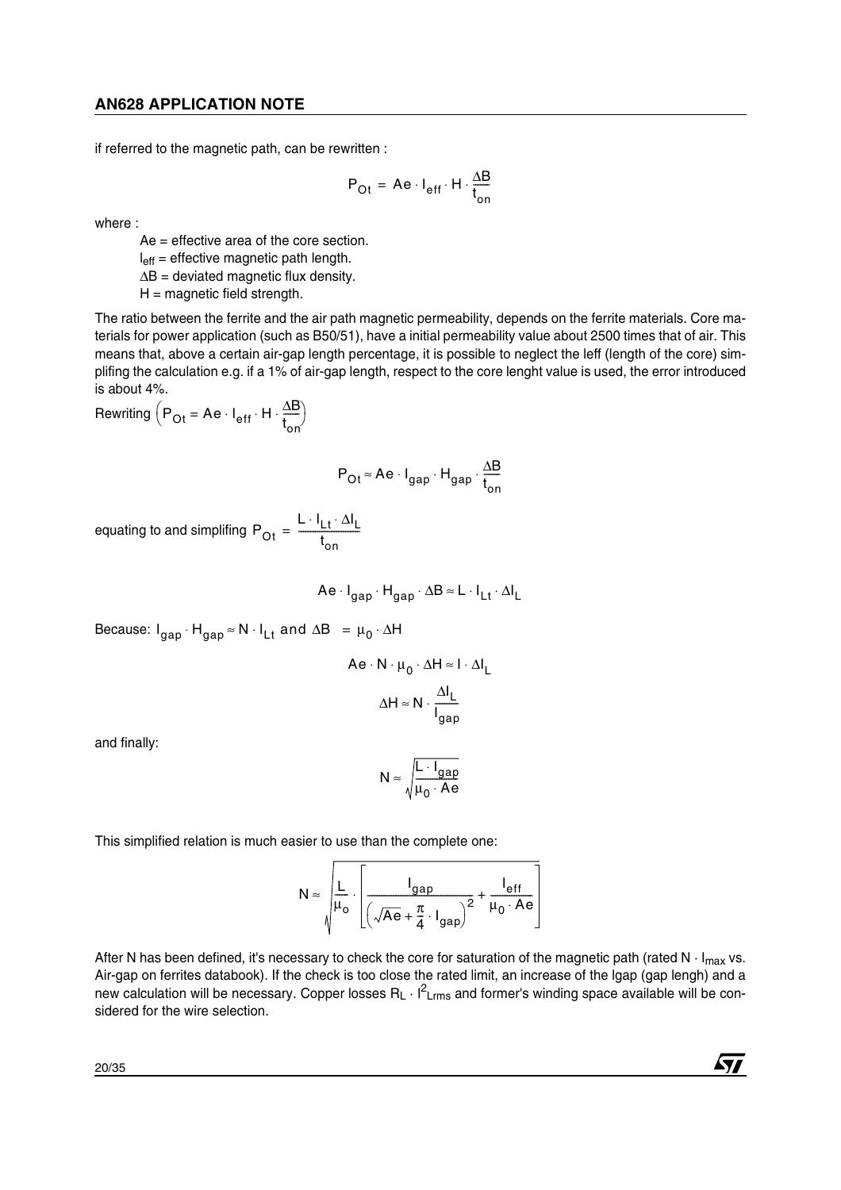if referred to the magnetic path, can be rewritten :

$$P_{Ot} = Ae \cdot l_{eff} \cdot H \cdot \frac{\Delta B}{t_{on}}$$

where :

Ae = effective area of the core section.
$l_{eff}$ = effective magnetic path length.
$\Delta B$ = deviated magnetic flux density.
H = magnetic field strength.

The ratio between the ferrite and the air path magnetic permeability, depends on the ferrite materials. Core materials for power application (such as B50/51), have a initial permeability value about 2500 times that of air. This means that, above a certain air-gap length percentage, it is possible to neglect the leff (length of the core) simplifing the calculation e.g. if a 1% of air-gap length, respect to the core lenght value is used, the error introduced is about 4%.

Rewriting $\left(P_{Ot} = Ae \cdot l_{eff} \cdot H \cdot \frac{\Delta B}{t_{on}}\right)$

$$P_{Ot} \approx Ae \cdot l_{gap} \cdot H_{gap} \cdot \frac{\Delta B}{t_{on}}$$

equating to and simplifing $P_{Ot} = \frac{L \cdot I_{Lt} \cdot \Delta I_L}{t_{on}}$

$$Ae \cdot l_{gap} \cdot H_{gap} \cdot \Delta B \approx L \cdot I_{Lt} \cdot \Delta I_L$$

Because: $l_{gap} \cdot H_{gap} \approx N \cdot I_{Lt}$ and $\Delta B = \mu_0 \cdot \Delta H$

$$Ae \cdot N \cdot \mu_0 \cdot \Delta H \approx I \cdot \Delta I_L$$

$$\Delta H \approx N \cdot \frac{\Delta I_L}{l_{gap}}$$

and finally:

$$N \approx \sqrt{\frac{L \cdot l_{gap}}{\mu_0 \cdot Ae}}$$

This simplified relation is much easier to use than the complete one:

$$N \approx \sqrt{\frac{L}{\mu_o} \cdot \left[\frac{l_{gap}}{\left(\sqrt{Ae} + \frac{\pi}{4} \cdot l_{gap}\right)^2} + \frac{l_{eff}}{\mu_0 \cdot Ae}\right]}$$

After N has been defined, it's necessary to check the core for saturation of the magnetic path (rated $N \cdot I_{max}$ vs. Air-gap on ferrites databook). If the check is too close the rated limit, an increase of the lgap (gap lengh) and a new calculation will be necessary. Copper losses $R_L \cdot I^2_{Lrms}$ and former's winding space available will be considered for the wire selection.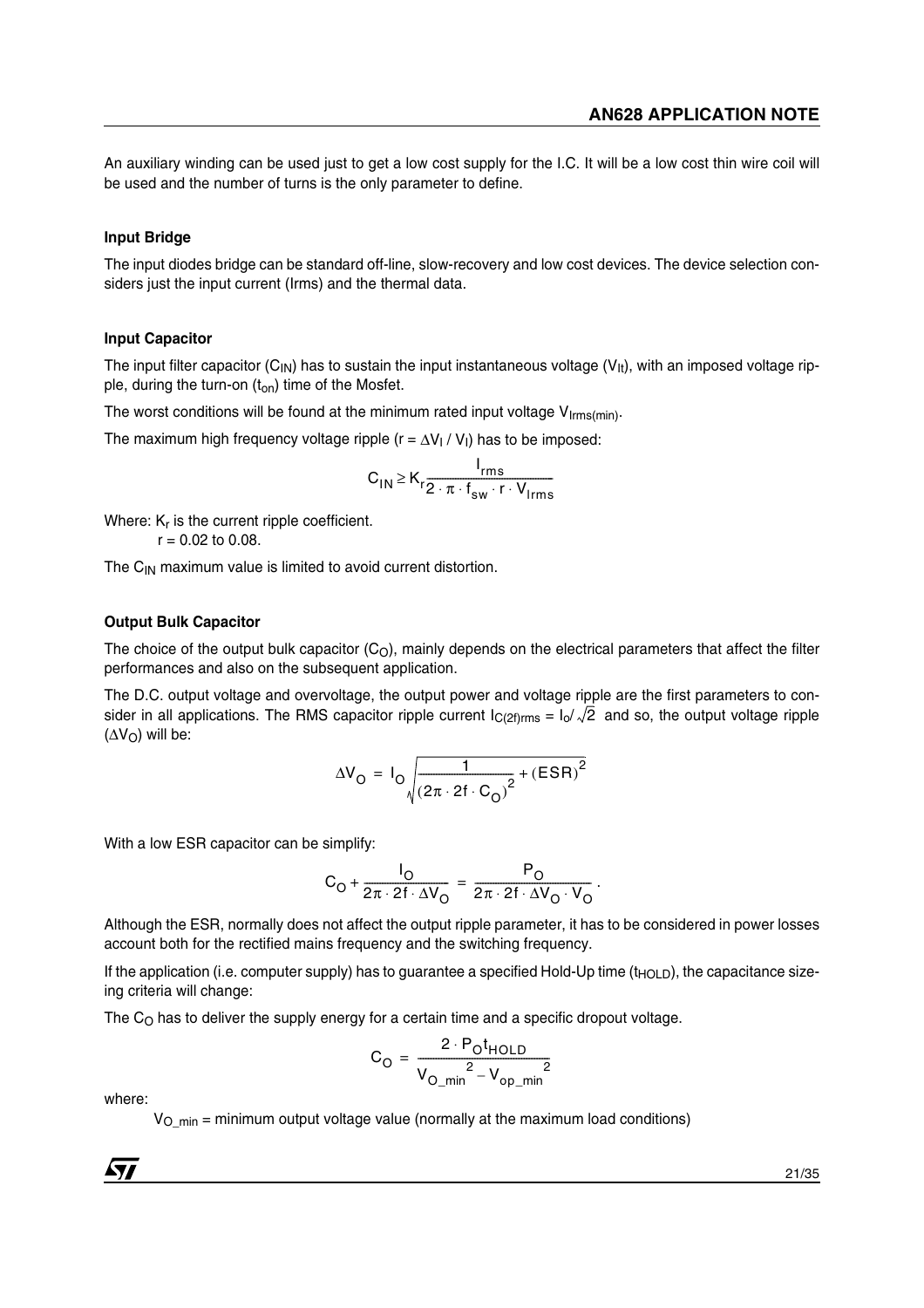An auxiliary winding can be used just to get a low cost supply for the I.C. It will be a low cost thin wire coil will be used and the number of turns is the only parameter to define.

#### Input Bridge

The input diodes bridge can be standard off-line, slow-recovery and low cost devices. The device selection considers just the input current (Irms) and the thermal data.

#### Input Capacitor

The input filter capacitor ($C_{IN}$) has to sustain the input instantaneous voltage ($V_{It}$), with an imposed voltage ripple, during the turn-on ($t_{on}$) time of the Mosfet.

The worst conditions will be found at the minimum rated input voltage $V_{Irms(min)}$.

The maximum high frequency voltage ripple ($r = \Delta V_I / V_I$) has to be imposed:

$$C_{IN} \geq K_r \frac{I_{rms}}{2 \cdot \pi \cdot f_{sw} \cdot r \cdot V_{Irms}}$$

Where: $K_r$ is the current ripple coefficient.

$r = 0.02$ to $0.08$.

The $C_{IN}$ maximum value is limited to avoid current distortion.

#### Output Bulk Capacitor

The choice of the output bulk capacitor ($C_O$), mainly depends on the electrical parameters that affect the filter performances and also on the subsequent application.

The D.C. output voltage and overvoltage, the output power and voltage ripple are the first parameters to consider in all applications. The RMS capacitor ripple current $I_{C(2f)rms} = I_o / \sqrt{2}$ and so, the output voltage ripple ($\Delta V_O$) will be:

$$\Delta V_O = I_O \sqrt{\frac{1}{(2\pi \cdot 2f \cdot C_O)^2} + (ESR)^2}$$

With a low ESR capacitor can be simplify:

$$C_O + \frac{I_O}{2\pi \cdot 2f \cdot \Delta V_O} = \frac{P_O}{2\pi \cdot 2f \cdot \Delta V_O \cdot V_O}.$$

Although the ESR, normally does not affect the output ripple parameter, it has to be considered in power losses account both for the rectified mains frequency and the switching frequency.

If the application (i.e. computer supply) has to guarantee a specified Hold-Up time ($t_{HOLD}$), the capacitance sizeing criteria will change:

The $C_O$ has to deliver the supply energy for a certain time and a specific dropout voltage.

$$C_O = \frac{2 \cdot P_O t_{HOLD}}{V_{O\_min}^2 - V_{op\_min}^2}$$

where:

$V_{O\_min}$ = minimum output voltage value (normally at the maximum load conditions)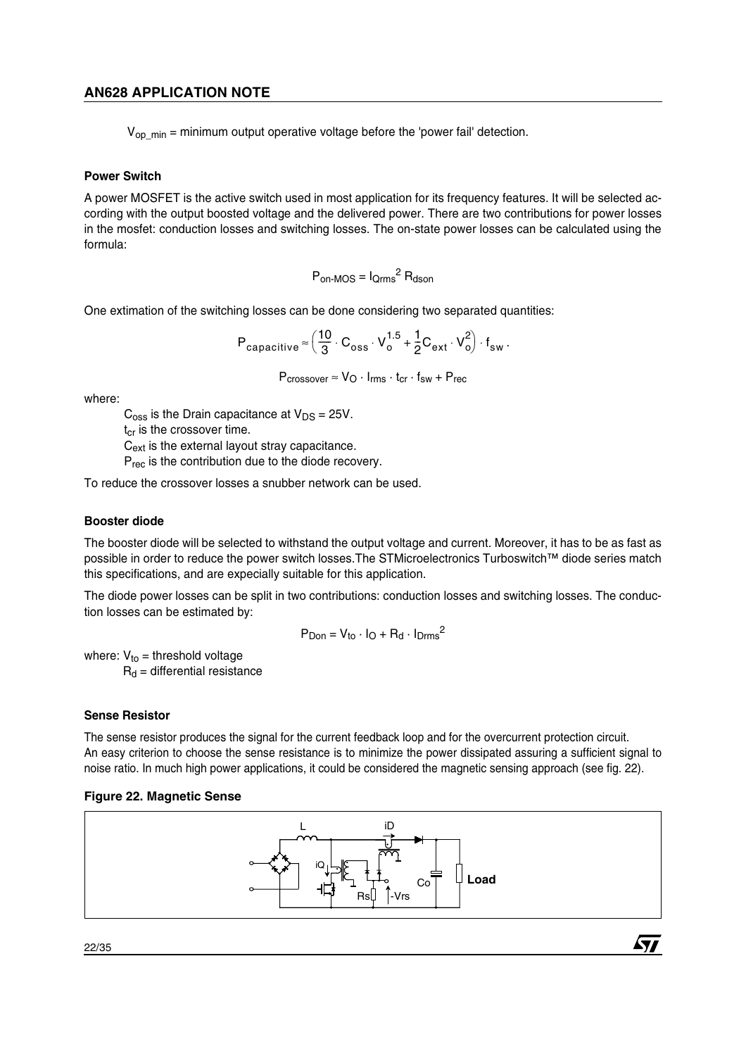$V_{op\_min}$ = minimum output operative voltage before the 'power fail' detection.

### Power Switch

A power MOSFET is the active switch used in most application for its frequency features. It will be selected according with the output boosted voltage and the delivered power. There are two contributions for power losses in the mosfet: conduction losses and switching losses. The on-state power losses can be calculated using the formula:

$$P_{on\text{-}MOS} = I_{Qrms}^2 R_{dson}$$

One extimation of the switching losses can be done considering two separated quantities:

$$P_{capacitive} \approx \left(\frac{10}{3} \cdot C_{oss} \cdot V_o^{1.5} + \frac{1}{2} C_{ext} \cdot V_o^2\right) \cdot f_{sw} .$$

$$P_{crossover} \approx V_O \cdot I_{rms} \cdot t_{cr} \cdot f_{sw} + P_{rec}$$

where:

$C_{oss}$ is the Drain capacitance at $V_{DS} = 25V$.
$t_{cr}$ is the crossover time.
$C_{ext}$ is the external layout stray capacitance.
$P_{rec}$ is the contribution due to the diode recovery.

To reduce the crossover losses a snubber network can be used.

### Booster diode

The booster diode will be selected to withstand the output voltage and current. Moreover, it has to be as fast as possible in order to reduce the power switch losses.The STMicroelectronics Turboswitch™ diode series match this specifications, and are expecially suitable for this application.

The diode power losses can be split in two contributions: conduction losses and switching losses. The conduction losses can be estimated by:

$$P_{Don} = V_{to} \cdot I_O + R_d \cdot I_{Drms}^2$$

where: $V_{to}$ = threshold voltage
$R_d$ = differential resistance

### Sense Resistor

The sense resistor produces the signal for the current feedback loop and for the overcurrent protection circuit.
An easy criterion to choose the sense resistance is to minimize the power dissipated assuring a sufficient signal to noise ratio. In much high power applications, it could be considered the magnetic sensing approach (see fig. 22).

**Figure 22. Magnetic Sense**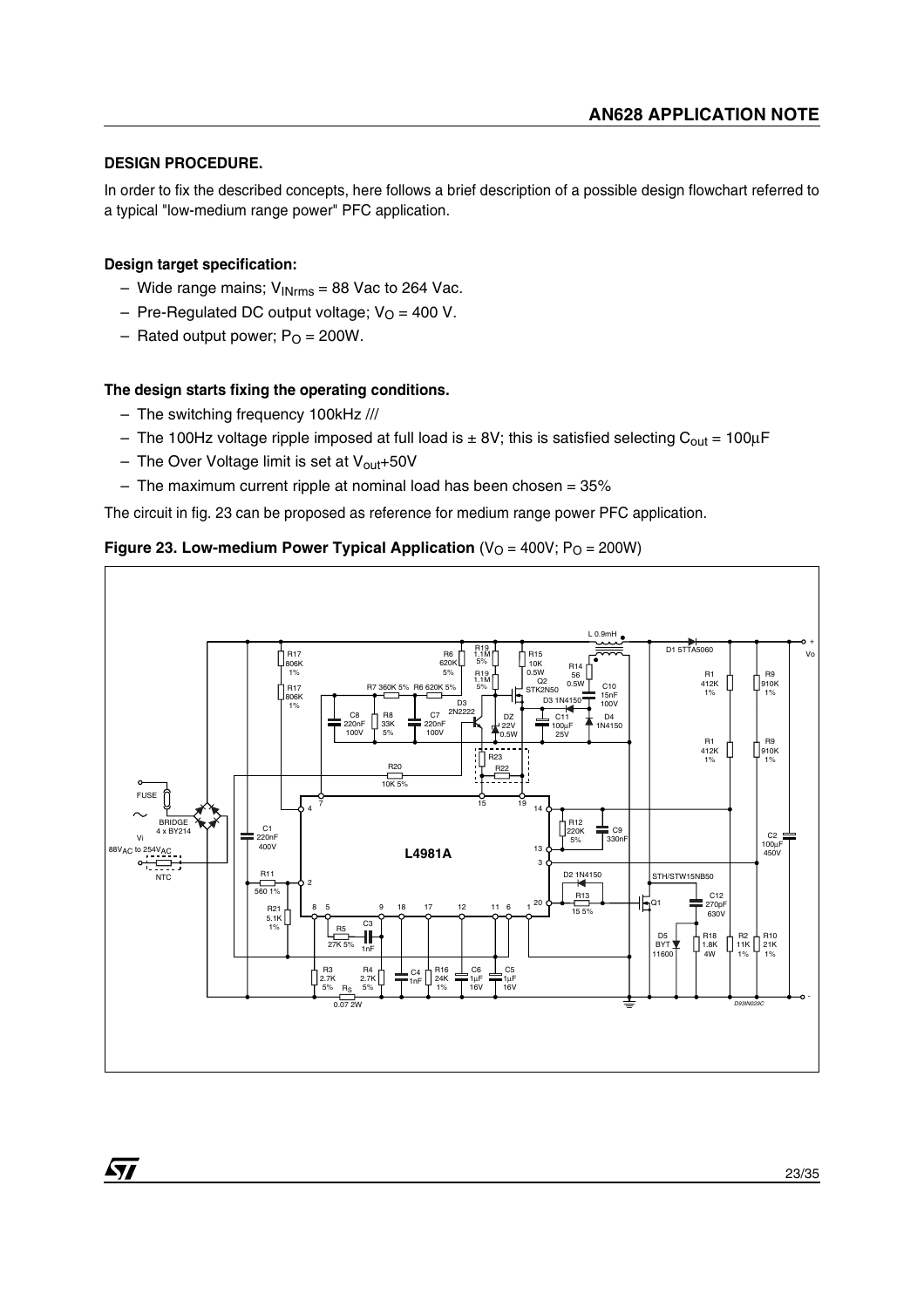### DESIGN PROCEDURE.

In order to fix the described concepts, here follows a brief description of a possible design flowchart referred to a typical "low-medium range power" PFC application.

#### Design target specification:

- Wide range mains; $V_{INrms}$ = 88 Vac to 264 Vac.
- Pre-Regulated DC output voltage; $V_O$ = 400 V.
- Rated output power; $P_O$ = 200W.

#### The design starts fixing the operating conditions.

- The switching frequency 100kHz ///
- The 100Hz voltage ripple imposed at full load is ± 8V; this is satisfied selecting $C_{out}$ = 100µF
- The Over Voltage limit is set at $V_{out}$+50V
- The maximum current ripple at nominal load has been chosen = 35%

The circuit in fig. 23 can be proposed as reference for medium range power PFC application.

**Figure 23. Low-medium Power Typical Application** ($V_O$ = 400V; $P_O$ = 200W)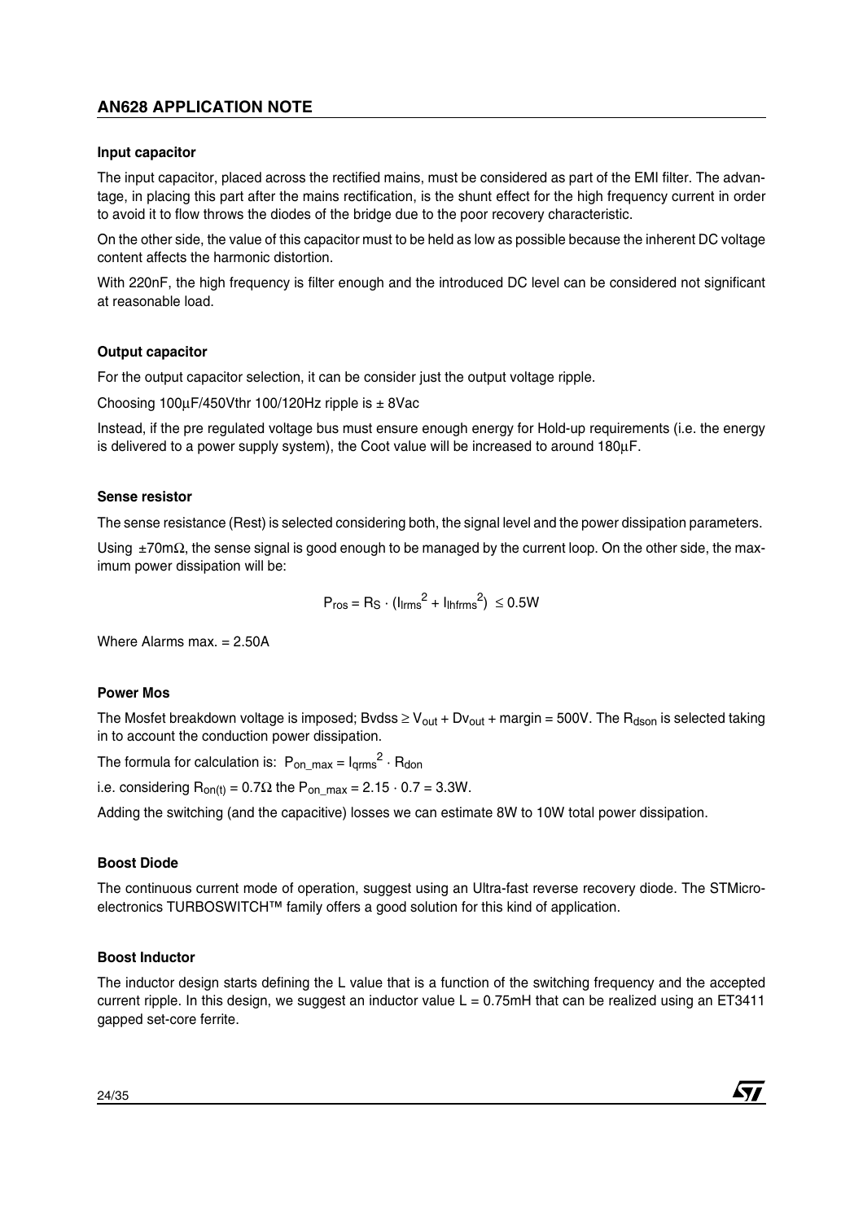#### Input capacitor

The input capacitor, placed across the rectified mains, must be considered as part of the EMI filter. The advantage, in placing this part after the mains rectification, is the shunt effect for the high frequency current in order to avoid it to flow throws the diodes of the bridge due to the poor recovery characteristic.

On the other side, the value of this capacitor must to be held as low as possible because the inherent DC voltage content affects the harmonic distortion.

With 220nF, the high frequency is filter enough and the introduced DC level can be considered not significant at reasonable load.

#### Output capacitor

For the output capacitor selection, it can be consider just the output voltage ripple.

Choosing 100µF/450Vthr 100/120Hz ripple is ± 8Vac

Instead, if the pre regulated voltage bus must ensure enough energy for Hold-up requirements (i.e. the energy is delivered to a power supply system), the Coot value will be increased to around 180µF.

#### Sense resistor

The sense resistance (Rest) is selected considering both, the signal level and the power dissipation parameters.

Using ±70mΩ, the sense signal is good enough to be managed by the current loop. On the other side, the maximum power dissipation will be:

$$P_{ros} = R_S \cdot (I_{lrms}^2 + I_{lhfrms}^2) \leq 0.5W$$

Where Alarms max. = 2.50A

#### Power Mos

The Mosfet breakdown voltage is imposed; Bvdss ≥ $V_{out}$ + $Dv_{out}$ + margin = 500V. The $R_{dson}$ is selected taking in to account the conduction power dissipation.

The formula for calculation is: $P_{on\_max} = I_{qrms}^2 \cdot R_{don}$

i.e. considering $R_{on(t)} = 0.7\Omega$ the $P_{on\_max} = 2.15 \cdot 0.7 = 3.3W$.

Adding the switching (and the capacitive) losses we can estimate 8W to 10W total power dissipation.

#### Boost Diode

The continuous current mode of operation, suggest using an Ultra-fast reverse recovery diode. The STMicroelectronics TURBOSWITCH™ family offers a good solution for this kind of application.

#### Boost Inductor

The inductor design starts defining the L value that is a function of the switching frequency and the accepted current ripple. In this design, we suggest an inductor value L = 0.75mH that can be realized using an ET3411 gapped set-core ferrite.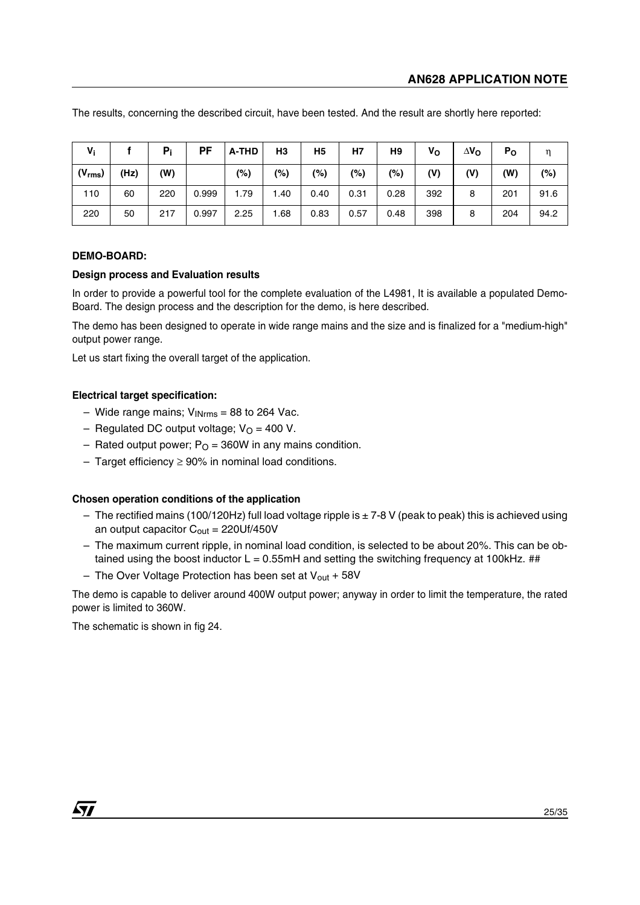The results, concerning the described circuit, have been tested. And the result are shortly here reported:

| $V_i$ | f | $P_i$ | PF | A-THD | H3 | H5 | H7 | H9 | $V_O$ | $\Delta V_O$ | $P_O$ | $\eta$ |
|---|---|---|---|---|---|---|---|---|---|---|---|---|
| ($V_{rms}$) | (Hz) | (W) | | (%) | (%) | (%) | (%) | (%) | (V) | (V) | (W) | (%) |
| 110 | 60 | 220 | 0.999 | 1.79 | 1.40 | 0.40 | 0.31 | 0.28 | 392 | 8 | 201 | 91.6 |
| 220 | 50 | 217 | 0.997 | 2.25 | 1.68 | 0.83 | 0.57 | 0.48 | 398 | 8 | 204 | 94.2 |

**DEMO-BOARD:**

**Design process and Evaluation results**

In order to provide a powerful tool for the complete evaluation of the L4981, It is available a populated Demo-Board. The design process and the description for the demo, is here described.

The demo has been designed to operate in wide range mains and the size and is finalized for a "medium-high" output power range.

Let us start fixing the overall target of the application.

**Electrical target specification:**

– Wide range mains; $V_{INrms}$ = 88 to 264 Vac.
– Regulated DC output voltage; $V_O$ = 400 V.
– Rated output power; $P_O$ = 360W in any mains condition.
– Target efficiency ≥ 90% in nominal load conditions.

**Chosen operation conditions of the application**

– The rectified mains (100/120Hz) full load voltage ripple is ± 7-8 V (peak to peak) this is achieved using an output capacitor $C_{out}$ = 220Uf/450V
– The maximum current ripple, in nominal load condition, is selected to be about 20%. This can be obtained using the boost inductor L = 0.55mH and setting the switching frequency at 100kHz. ##
– The Over Voltage Protection has been set at $V_{out}$ + 58V

The demo is capable to deliver around 400W output power; anyway in order to limit the temperature, the rated power is limited to 360W.

The schematic is shown in fig 24.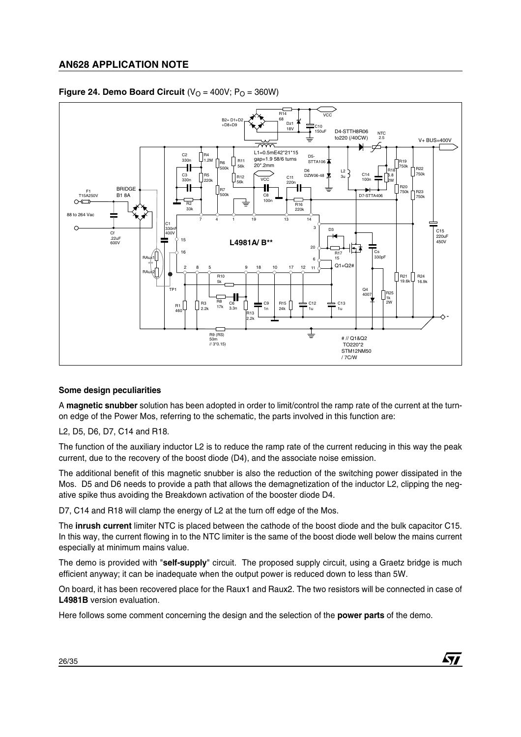**Figure 24. Demo Board Circuit** ($V_O$ = 400V; $P_O$ = 360W)

### Some design peculiarities

A **magnetic snubber** solution has been adopted in order to limit/control the ramp rate of the current at the turn-on edge of the Power Mos, referring to the schematic, the parts involved in this function are:

L2, D5, D6, D7, C14 and R18.

The function of the auxiliary inductor L2 is to reduce the ramp rate of the current reducing in this way the peak current, due to the recovery of the boost diode (D4), and the associate noise emission.

The additional benefit of this magnetic snubber is also the reduction of the switching power dissipated in the Mos. D5 and D6 needs to provide a path that allows the demagnetization of the inductor L2, clipping the negative spike thus avoiding the Breakdown activation of the booster diode D4.

D7, C14 and R18 will clamp the energy of L2 at the turn off edge of the Mos.

The **inrush current** limiter NTC is placed between the cathode of the boost diode and the bulk capacitor C15. In this way, the current flowing in to the NTC limiter is the same of the boost diode well below the mains current especially at minimum mains value.

The demo is provided with "**self-supply**" circuit. The proposed supply circuit, using a Graetz bridge is much efficient anyway; it can be inadequate when the output power is reduced down to less than 5W.

On board, it has been recovered place for the Raux1 and Raux2. The two resistors will be connected in case of **L4981B** version evaluation.

Here follows some comment concerning the design and the selection of the **power parts** of the demo.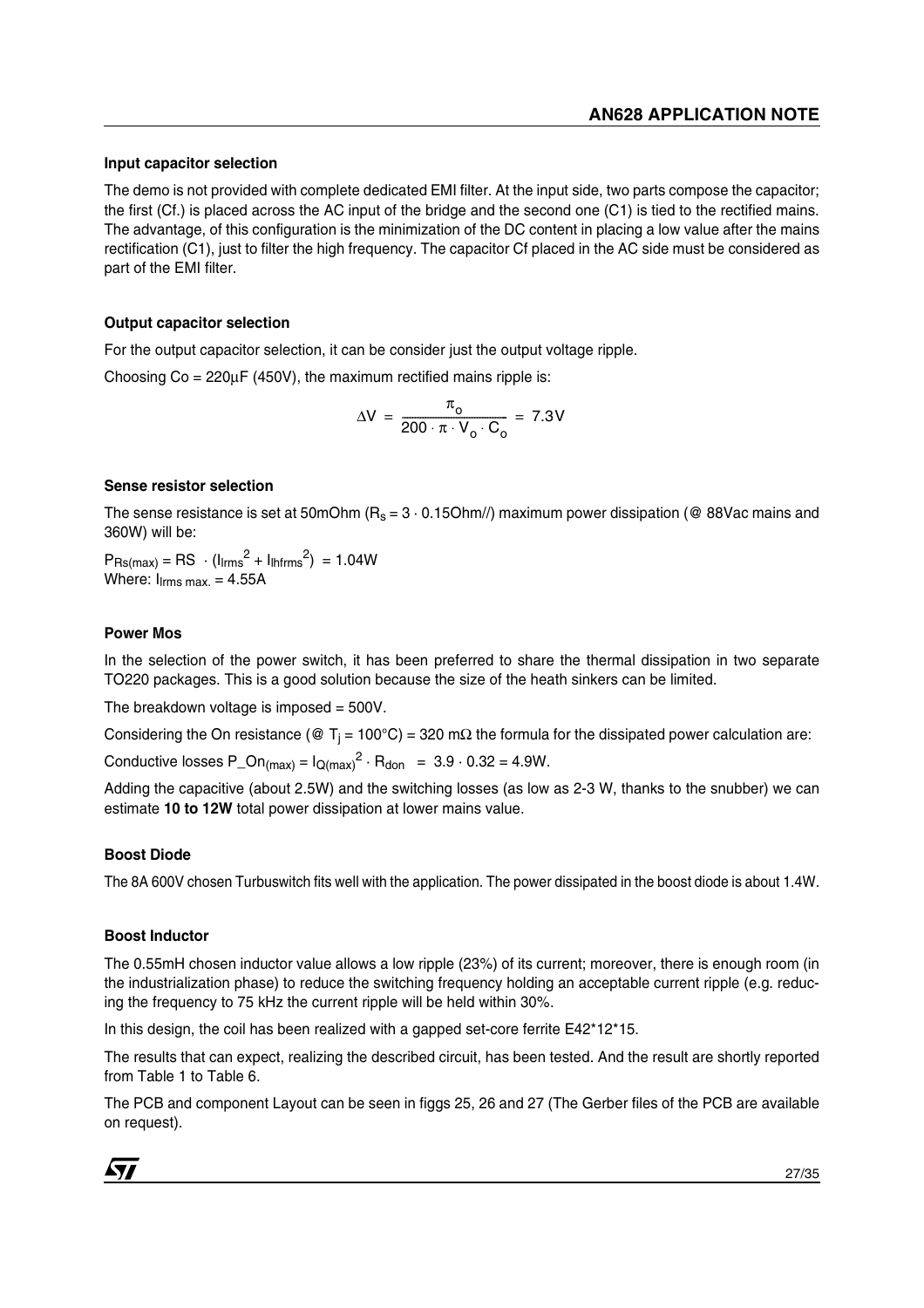#### Input capacitor selection

The demo is not provided with complete dedicated EMI filter. At the input side, two parts compose the capacitor; the first (Cf.) is placed across the AC input of the bridge and the second one (C1) is tied to the rectified mains. The advantage, of this configuration is the minimization of the DC content in placing a low value after the mains rectification (C1), just to filter the high frequency. The capacitor Cf placed in the AC side must be considered as part of the EMI filter.

#### Output capacitor selection

For the output capacitor selection, it can be consider just the output voltage ripple.

Choosing Co = 220µF (450V), the maximum rectified mains ripple is:

$$\Delta V = \frac{\pi_o}{200 \cdot \pi \cdot V_o \cdot C_o} = 7.3V$$

#### Sense resistor selection

The sense resistance is set at 50mOhm ($R_s = 3 \cdot 0.15$Ohm//) maximum power dissipation (@ 88Vac mains and 360W) will be:

$P_{Rs(max)} = RS \cdot (I_{lrms}{}^2 + I_{lhfrms}{}^2) = 1.04W$
Where: $I_{lrms\ max.} = 4.55A$

#### Power Mos

In the selection of the power switch, it has been preferred to share the thermal dissipation in two separate TO220 packages. This is a good solution because the size of the heath sinkers can be limited.

The breakdown voltage is imposed = 500V.

Considering the On resistance (@ $T_j$ = 100°C) = 320 mΩ the formula for the dissipated power calculation are:

Conductive losses $P\_On_{(max)} = I_{Q(max)}{}^2 \cdot R_{don} = 3.9 \cdot 0.32 = 4.9W$.

Adding the capacitive (about 2.5W) and the switching losses (as low as 2-3 W, thanks to the snubber) we can estimate **10 to 12W** total power dissipation at lower mains value.

#### Boost Diode

The 8A 600V chosen Turbuswitch fits well with the application. The power dissipated in the boost diode is about 1.4W.

#### Boost Inductor

The 0.55mH chosen inductor value allows a low ripple (23%) of its current; moreover, there is enough room (in the industrialization phase) to reduce the switching frequency holding an acceptable current ripple (e.g. reducing the frequency to 75 kHz the current ripple will be held within 30%.

In this design, the coil has been realized with a gapped set-core ferrite E42*12*15.

The results that can expect, realizing the described circuit, has been tested. And the result are shortly reported from Table 1 to Table 6.

The PCB and component Layout can be seen in figgs 25, 26 and 27 (The Gerber files of the PCB are available on request).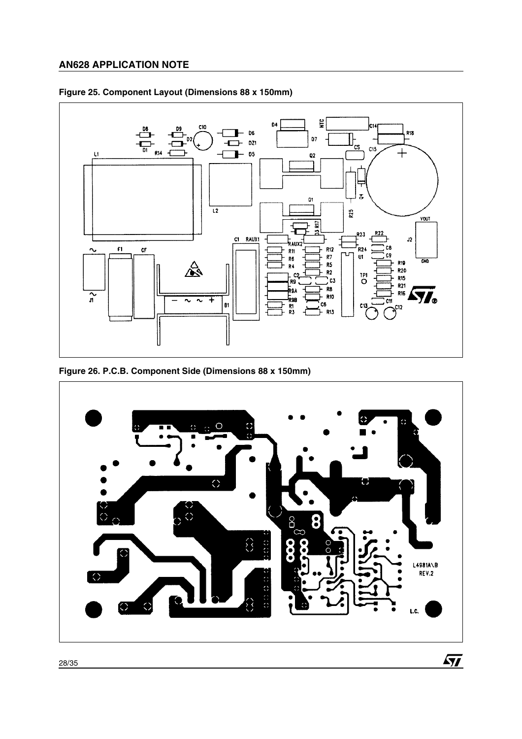**Figure 25. Component Layout (Dimensions 88 x 150mm)**

**Figure 26. P.C.B. Component Side (Dimensions 88 x 150mm)**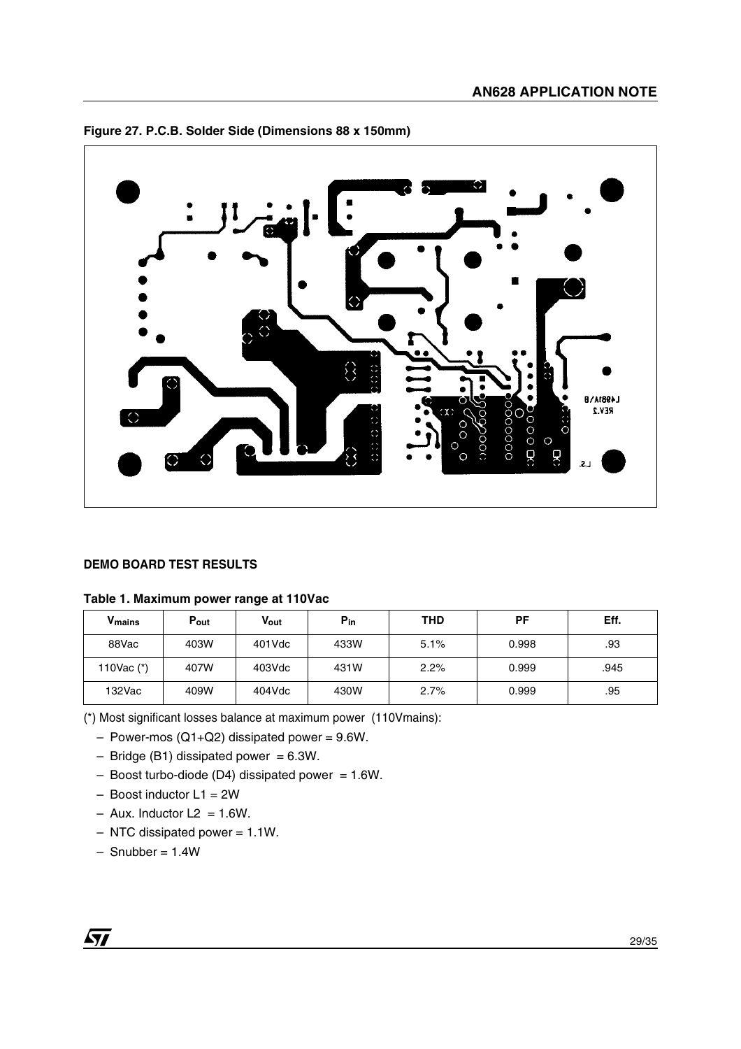**Figure 27. P.C.B. Solder Side (Dimensions 88 x 150mm)**

## DEMO BOARD TEST RESULTS

**Table 1. Maximum power range at 110Vac**

| $V_{mains}$ | $P_{out}$ | $V_{out}$ | $P_{in}$ | THD | PF | Eff. |
|---|---|---|---|---|---|---|
| 88Vac | 403W | 401Vdc | 433W | 5.1% | 0.998 | .93 |
| 110Vac (*) | 407W | 403Vdc | 431W | 2.2% | 0.999 | .945 |
| 132Vac | 409W | 404Vdc | 430W | 2.7% | 0.999 | .95 |

(*) Most significant losses balance at maximum power (110Vmains):

- Power-mos (Q1+Q2) dissipated power = 9.6W.
- Bridge (B1) dissipated power = 6.3W.
- Boost turbo-diode (D4) dissipated power = 1.6W.
- Boost inductor L1 = 2W
- Aux. Inductor L2 = 1.6W.
- NTC dissipated power = 1.1W.
- Snubber = 1.4W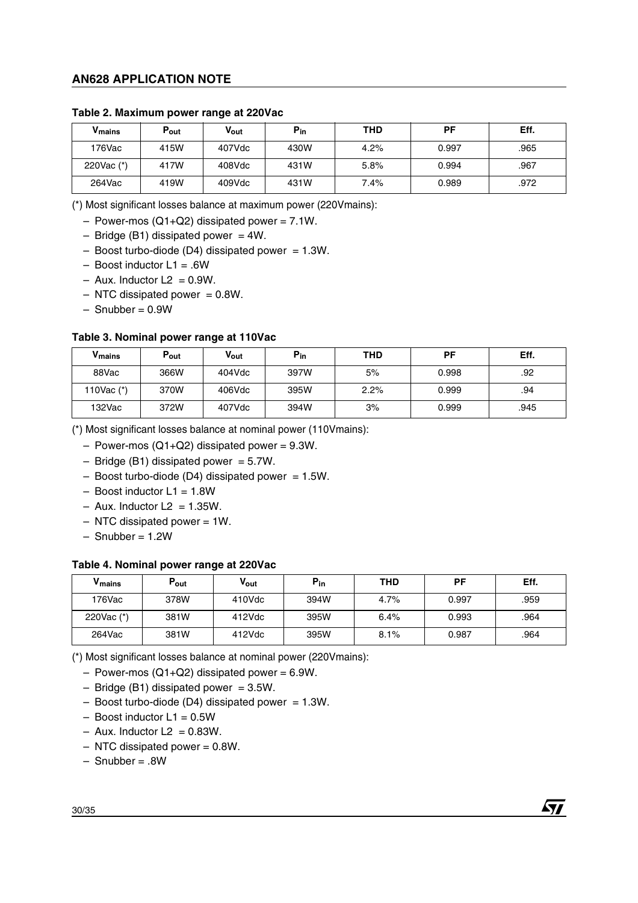**Table 2. Maximum power range at 220Vac**

| $V_{mains}$ | $P_{out}$ | $V_{out}$ | $P_{in}$ | THD | PF | Eff. |
|---|---|---|---|---|---|---|
| 176Vac | 415W | 407Vdc | 430W | 4.2% | 0.997 | .965 |
| 220Vac (*) | 417W | 408Vdc | 431W | 5.8% | 0.994 | .967 |
| 264Vac | 419W | 409Vdc | 431W | 7.4% | 0.989 | .972 |

(*) Most significant losses balance at maximum power (220Vmains):

– Power-mos (Q1+Q2) dissipated power = 7.1W.
– Bridge (B1) dissipated power = 4W.
– Boost turbo-diode (D4) dissipated power = 1.3W.
– Boost inductor L1 = .6W
– Aux. Inductor L2 = 0.9W.
– NTC dissipated power = 0.8W.
– Snubber = 0.9W

**Table 3. Nominal power range at 110Vac**

| $V_{mains}$ | $P_{out}$ | $V_{out}$ | $P_{in}$ | THD | PF | Eff. |
|---|---|---|---|---|---|---|
| 88Vac | 366W | 404Vdc | 397W | 5% | 0.998 | .92 |
| 110Vac (*) | 370W | 406Vdc | 395W | 2.2% | 0.999 | .94 |
| 132Vac | 372W | 407Vdc | 394W | 3% | 0.999 | .945 |

(*) Most significant losses balance at nominal power (110Vmains):

– Power-mos (Q1+Q2) dissipated power = 9.3W.
– Bridge (B1) dissipated power = 5.7W.
– Boost turbo-diode (D4) dissipated power = 1.5W.
– Boost inductor L1 = 1.8W
– Aux. Inductor L2 = 1.35W.
– NTC dissipated power = 1W.
– Snubber = 1.2W

**Table 4. Nominal power range at 220Vac**

| $V_{mains}$ | $P_{out}$ | $V_{out}$ | $P_{in}$ | THD | PF | Eff. |
|---|---|---|---|---|---|---|
| 176Vac | 378W | 410Vdc | 394W | 4.7% | 0.997 | .959 |
| 220Vac (*) | 381W | 412Vdc | 395W | 6.4% | 0.993 | .964 |
| 264Vac | 381W | 412Vdc | 395W | 8.1% | 0.987 | .964 |

(*) Most significant losses balance at nominal power (220Vmains):

– Power-mos (Q1+Q2) dissipated power = 6.9W.
– Bridge (B1) dissipated power = 3.5W.
– Boost turbo-diode (D4) dissipated power = 1.3W.
– Boost inductor L1 = 0.5W
– Aux. Inductor L2 = 0.83W.
– NTC dissipated power = 0.8W.
– Snubber = .8W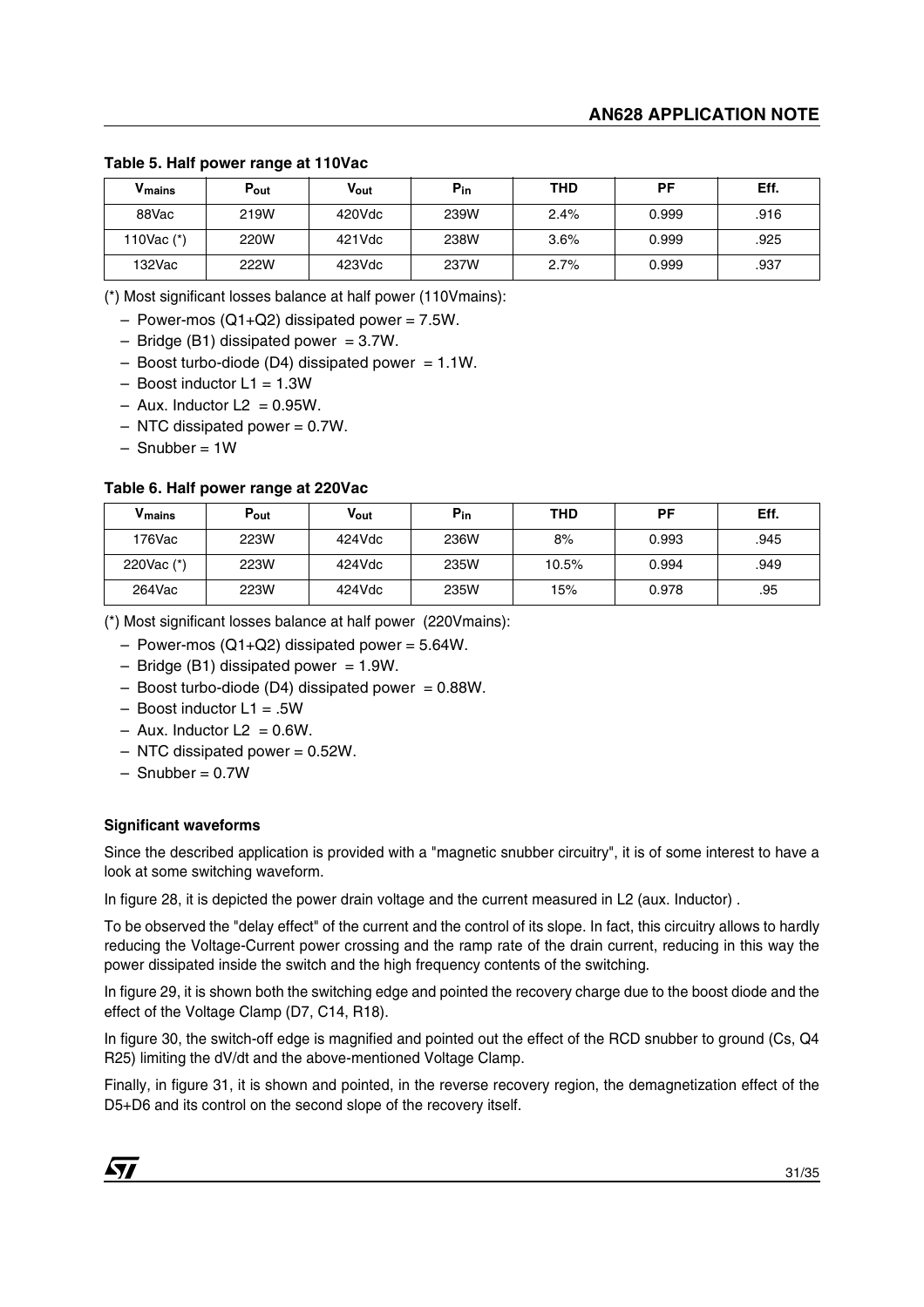**Table 5. Half power range at 110Vac**

| $V_{mains}$ | $P_{out}$ | $V_{out}$ | $P_{in}$ | THD | PF | Eff. |
|---|---|---|---|---|---|---|
| 88Vac | 219W | 420Vdc | 239W | 2.4% | 0.999 | .916 |
| 110Vac (*) | 220W | 421Vdc | 238W | 3.6% | 0.999 | .925 |
| 132Vac | 222W | 423Vdc | 237W | 2.7% | 0.999 | .937 |

(*) Most significant losses balance at half power (110Vmains):

- Power-mos (Q1+Q2) dissipated power = 7.5W.
- Bridge (B1) dissipated power = 3.7W.
- Boost turbo-diode (D4) dissipated power = 1.1W.
- Boost inductor L1 = 1.3W
- Aux. Inductor L2 = 0.95W.
- NTC dissipated power = 0.7W.
- Snubber = 1W

**Table 6. Half power range at 220Vac**

| $V_{mains}$ | $P_{out}$ | $V_{out}$ | $P_{in}$ | THD | PF | Eff. |
|---|---|---|---|---|---|---|
| 176Vac | 223W | 424Vdc | 236W | 8% | 0.993 | .945 |
| 220Vac (*) | 223W | 424Vdc | 235W | 10.5% | 0.994 | .949 |
| 264Vac | 223W | 424Vdc | 235W | 15% | 0.978 | .95 |

(*) Most significant losses balance at half power (220Vmains):

- Power-mos (Q1+Q2) dissipated power = 5.64W.
- Bridge (B1) dissipated power = 1.9W.
- Boost turbo-diode (D4) dissipated power = 0.88W.
- Boost inductor L1 = .5W
- Aux. Inductor L2 = 0.6W.
- NTC dissipated power = 0.52W.
- Snubber = 0.7W

**Significant waveforms**

Since the described application is provided with a "magnetic snubber circuitry", it is of some interest to have a look at some switching waveform.

In figure 28, it is depicted the power drain voltage and the current measured in L2 (aux. Inductor) .

To be observed the "delay effect" of the current and the control of its slope. In fact, this circuitry allows to hardly reducing the Voltage-Current power crossing and the ramp rate of the drain current, reducing in this way the power dissipated inside the switch and the high frequency contents of the switching.

In figure 29, it is shown both the switching edge and pointed the recovery charge due to the boost diode and the effect of the Voltage Clamp (D7, C14, R18).

In figure 30, the switch-off edge is magnified and pointed out the effect of the RCD snubber to ground (Cs, Q4 R25) limiting the dV/dt and the above-mentioned Voltage Clamp.

Finally, in figure 31, it is shown and pointed, in the reverse recovery region, the demagnetization effect of the D5+D6 and its control on the second slope of the recovery itself.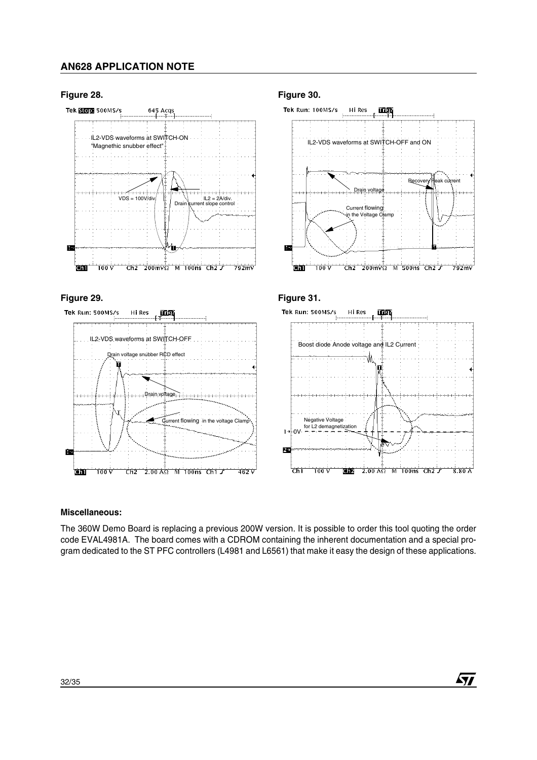**Figure 28.**

**Figure 30.**

**Figure 29.**

**Figure 31.**

**Miscellaneous:**

The 360W Demo Board is replacing a previous 200W version. It is possible to order this tool quoting the order code EVAL4981A. The board comes with a CDROM containing the inherent documentation and a special program dedicated to the ST PFC controllers (L4981 and L6561) that make it easy the design of these applications.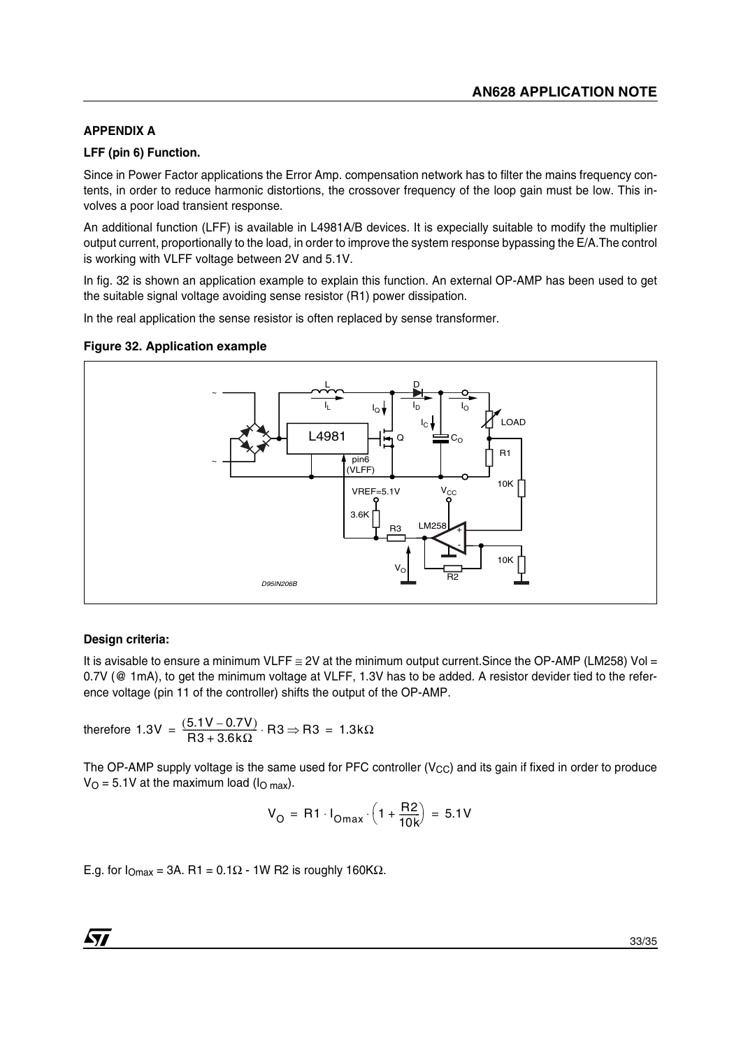### APPENDIX A

#### LFF (pin 6) Function.

Since in Power Factor applications the Error Amp. compensation network has to filter the mains frequency contents, in order to reduce harmonic distortions, the crossover frequency of the loop gain must be low. This involves a poor load transient response.

An additional function (LFF) is available in L4981A/B devices. It is expecially suitable to modify the multiplier output current, proportionally to the load, in order to improve the system response bypassing the E/A.The control is working with VLFF voltage between 2V and 5.1V.

In fig. 32 is shown an application example to explain this function. An external OP-AMP has been used to get the suitable signal voltage avoiding sense resistor (R1) power dissipation.

In the real application the sense resistor is often replaced by sense transformer.

**Figure 32. Application example**

#### Design criteria:

It is avisable to ensure a minimum VLFF ≅ 2V at the minimum output current.Since the OP-AMP (LM258) Vol = 0.7V (@ 1mA), to get the minimum voltage at VLFF, 1.3V has to be added. A resistor devider tied to the reference voltage (pin 11 of the controller) shifts the output of the OP-AMP.

therefore $1.3V = \frac{(5.1V - 0.7V)}{R3 + 3.6k\Omega} \cdot R3 \Rightarrow R3 = 1.3k\Omega$

The OP-AMP supply voltage is the same used for PFC controller ($V_{CC}$) and its gain if fixed in order to produce $V_O = 5.1V$ at the maximum load ($I_{O\,max}$).

$$V_O = R1 \cdot I_{Omax} \cdot \left(1 + \frac{R2}{10k}\right) = 5.1V$$

E.g. for $I_{Omax} = 3A$. $R1 = 0.1\Omega$ - 1W R2 is roughly 160KΩ.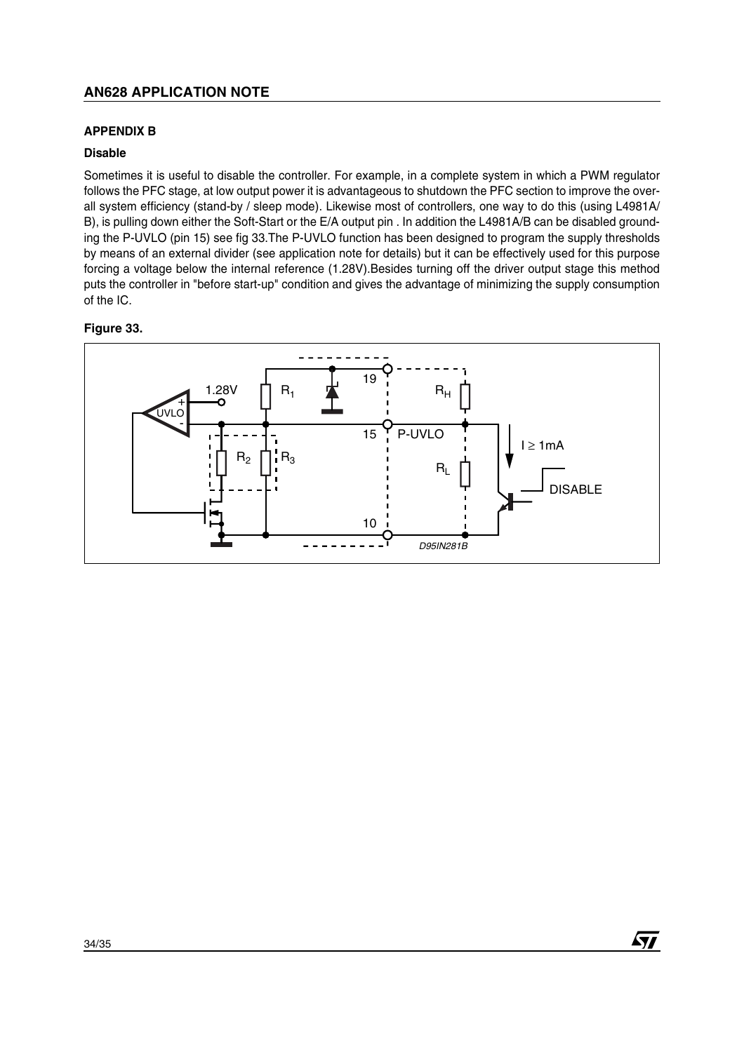## APPENDIX B

### Disable

Sometimes it is useful to disable the controller. For example, in a complete system in which a PWM regulator follows the PFC stage, at low output power it is advantageous to shutdown the PFC section to improve the overall system efficiency (stand-by / sleep mode). Likewise most of controllers, one way to do this (using L4981A/B), is pulling down either the Soft-Start or the E/A output pin . In addition the L4981A/B can be disabled grounding the P-UVLO (pin 15) see fig 33.The P-UVLO function has been designed to program the supply thresholds by means of an external divider (see application note for details) but it can be effectively used for this purpose forcing a voltage below the internal reference (1.28V).Besides turning off the driver output stage this method puts the controller in "before start-up" condition and gives the advantage of minimizing the supply consumption of the IC.

**Figure 33.**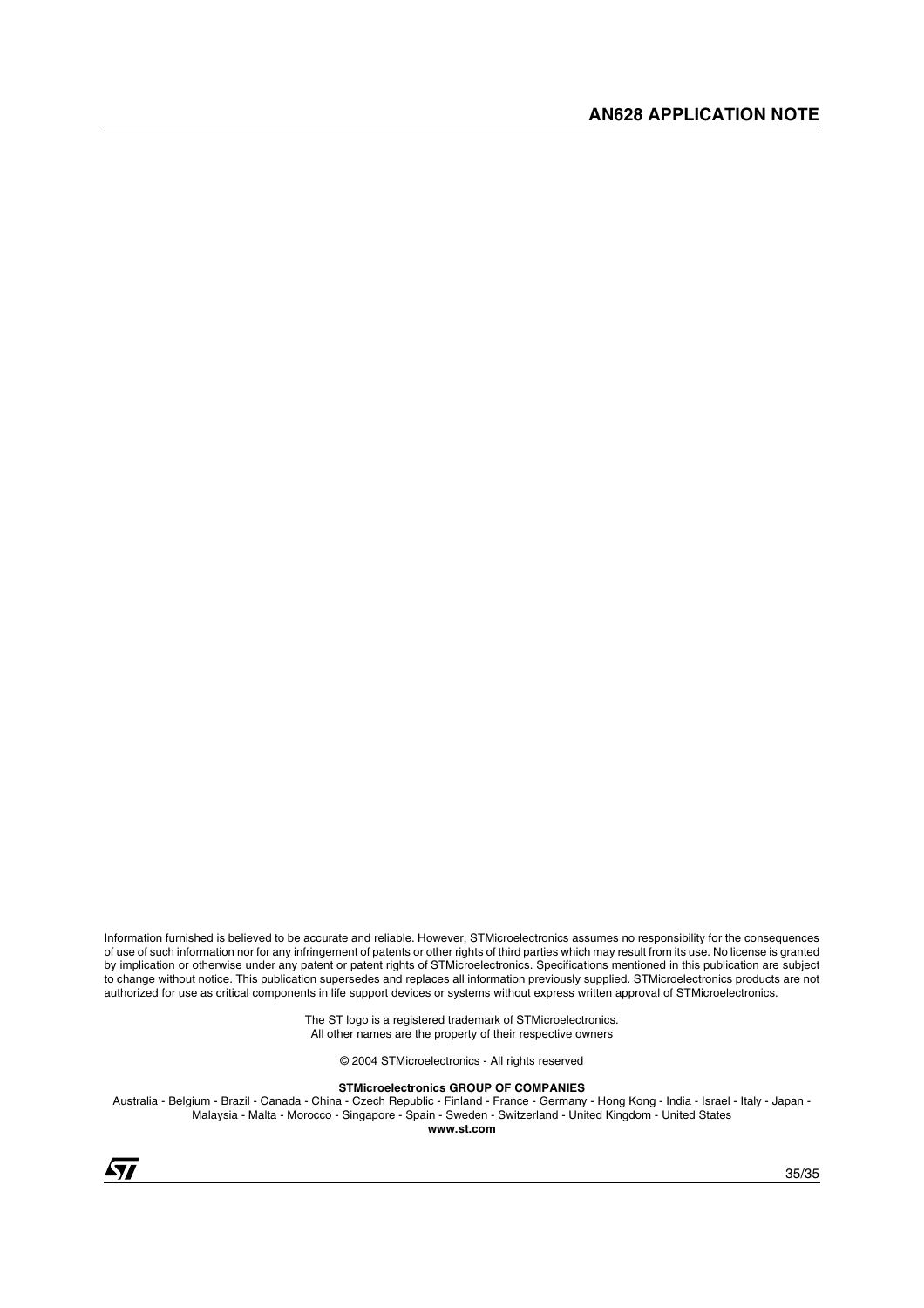Information furnished is believed to be accurate and reliable. However, STMicroelectronics assumes no responsibility for the consequences of use of such information nor for any infringement of patents or other rights of third parties which may result from its use. No license is granted by implication or otherwise under any patent or patent rights of STMicroelectronics. Specifications mentioned in this publication are subject to change without notice. This publication supersedes and replaces all information previously supplied. STMicroelectronics products are not authorized for use as critical components in life support devices or systems without express written approval of STMicroelectronics.

The ST logo is a registered trademark of STMicroelectronics.
All other names are the property of their respective owners

© 2004 STMicroelectronics - All rights reserved

**STMicroelectronics GROUP OF COMPANIES**

Australia - Belgium - Brazil - Canada - China - Czech Republic - Finland - France - Germany - Hong Kong - India - Israel - Italy - Japan - Malaysia - Malta - Morocco - Singapore - Spain - Sweden - Switzerland - United Kingdom - United States

**www.st.com**